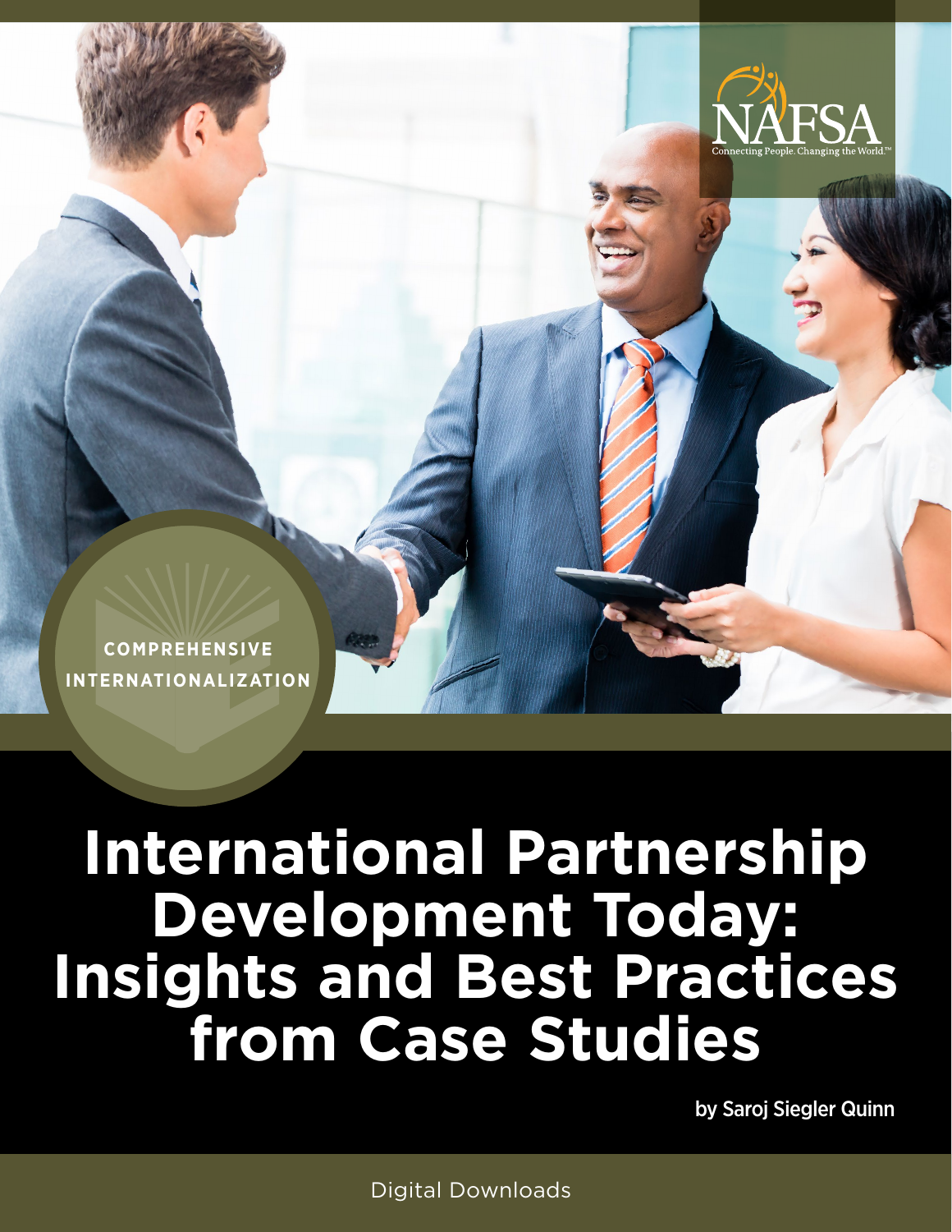NAFSA

Connecting People. Changing the World.™

COMPREHENSIVE INTERNATIONALIZATION

# International Partnership Development Today: Insights and Best Practices from Case Studies

by Saroj Siegler Quinn

Digital Downloads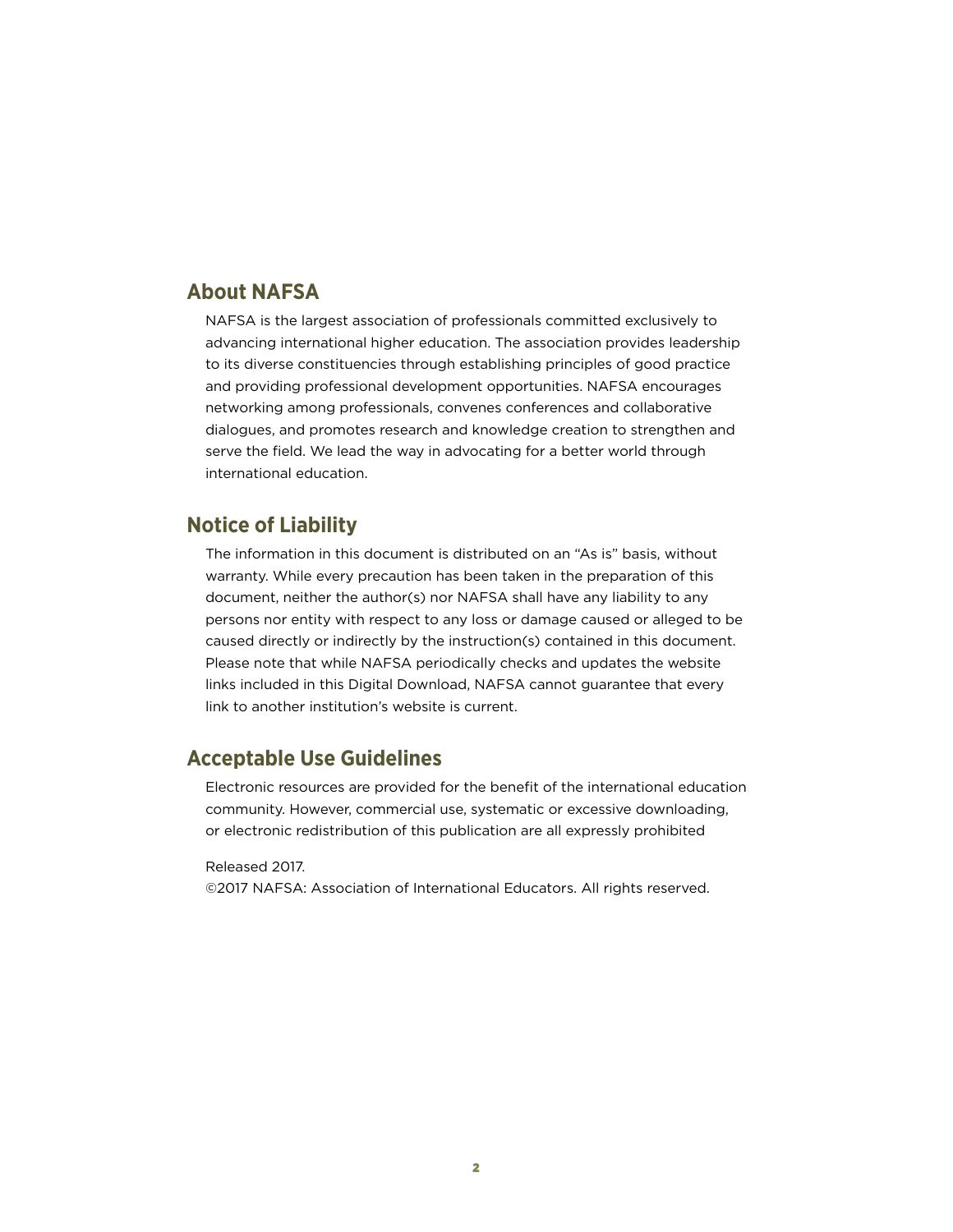## About NAFSA

NAFSA is the largest association of professionals committed exclusively to advancing international higher education. The association provides leadership to its diverse constituencies through establishing principles of good practice and providing professional development opportunities. NAFSA encourages networking among professionals, convenes conferences and collaborative dialogues, and promotes research and knowledge creation to strengthen and serve the field. We lead the way in advocating for a better world through international education.

## Notice of Liability

The information in this document is distributed on an "As is" basis, without warranty. While every precaution has been taken in the preparation of this document, neither the author(s) nor NAFSA shall have any liability to any persons nor entity with respect to any loss or damage caused or alleged to be caused directly or indirectly by the instruction(s) contained in this document. Please note that while NAFSA periodically checks and updates the website links included in this Digital Download, NAFSA cannot guarantee that every link to another institution's website is current.

## Acceptable Use Guidelines

Electronic resources are provided for the benefit of the international education community. However, commercial use, systematic or excessive downloading, or electronic redistribution of this publication are all expressly prohibited

Released 2017.
©2017 NAFSA: Association of International Educators. All rights reserved.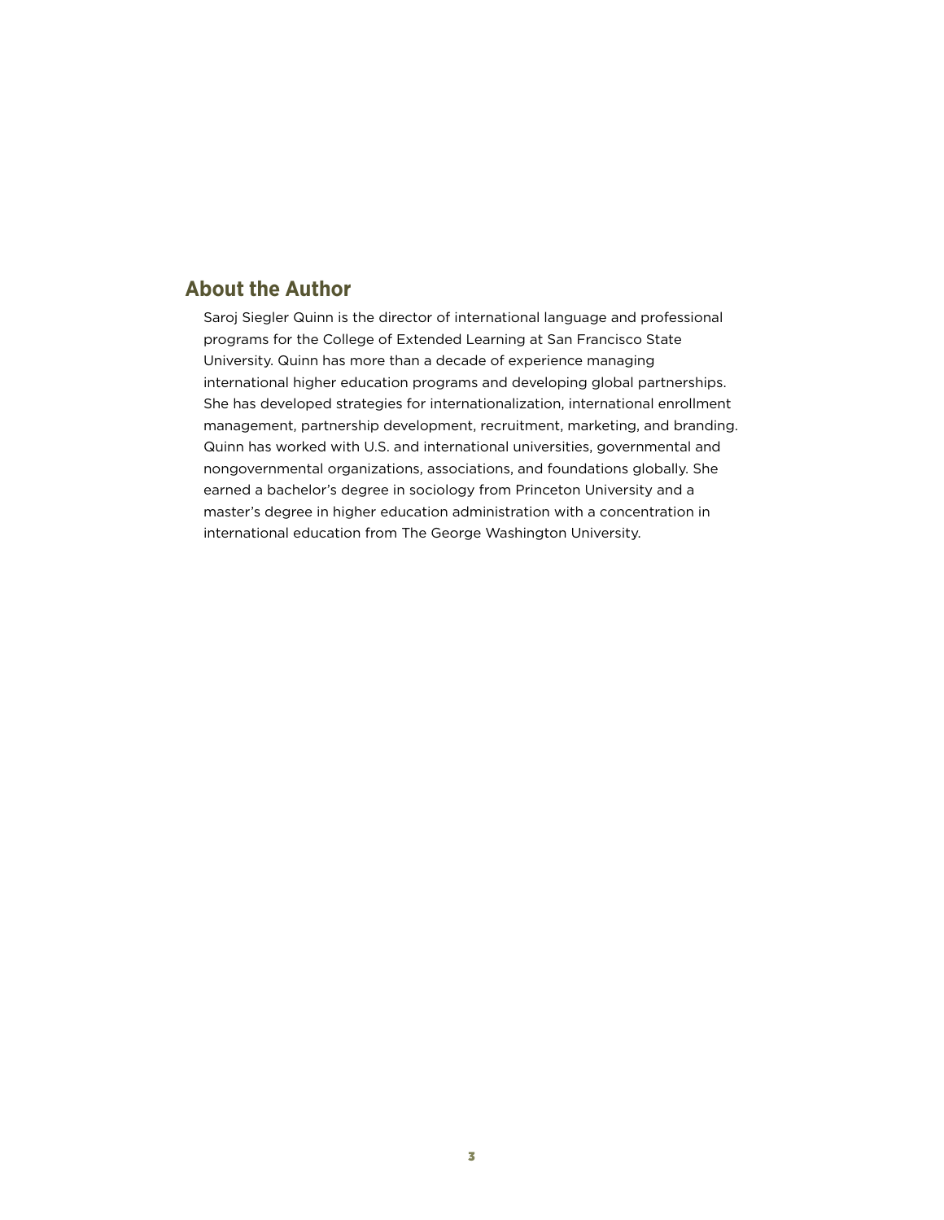## About the Author

Saroj Siegler Quinn is the director of international language and professional programs for the College of Extended Learning at San Francisco State University. Quinn has more than a decade of experience managing international higher education programs and developing global partnerships. She has developed strategies for internationalization, international enrollment management, partnership development, recruitment, marketing, and branding. Quinn has worked with U.S. and international universities, governmental and nongovernmental organizations, associations, and foundations globally. She earned a bachelor's degree in sociology from Princeton University and a master's degree in higher education administration with a concentration in international education from The George Washington University.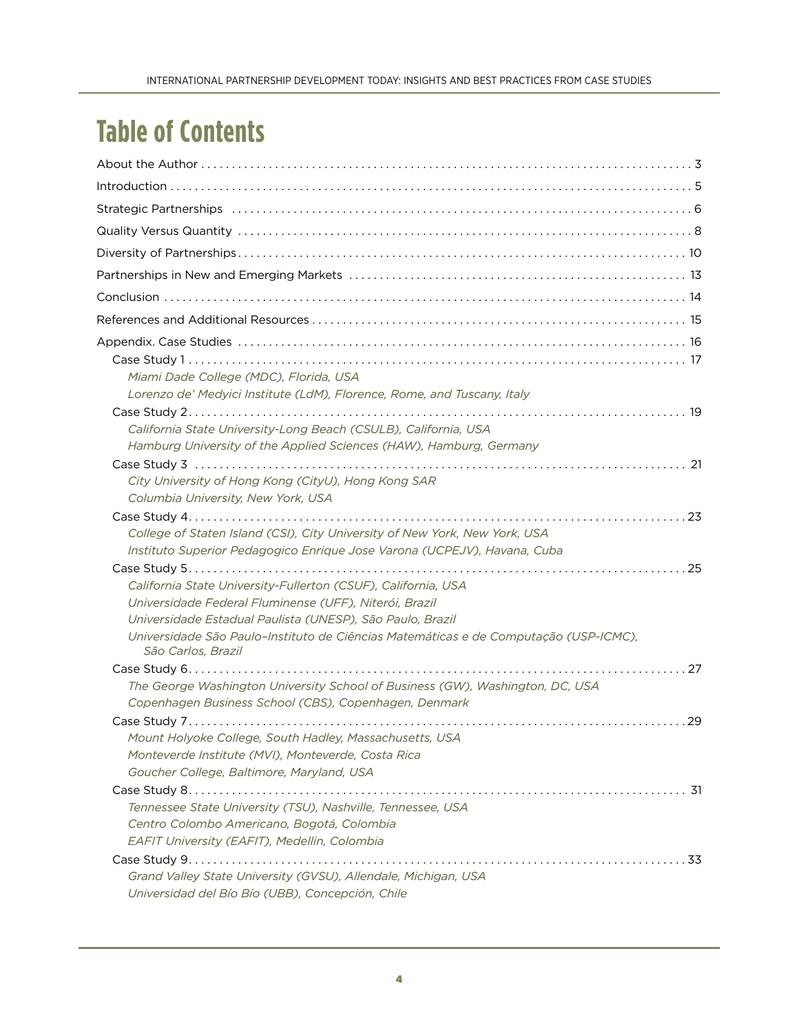# Table of Contents

About the Author . . . . . . . . . . 3

Introduction . . . . . . . . . . 5

Strategic Partnerships . . . . . . . . . . 6

Quality Versus Quantity . . . . . . . . . . 8

Diversity of Partnerships . . . . . . . . . . 10

Partnerships in New and Emerging Markets . . . . . . . . . . 13

Conclusion . . . . . . . . . . 14

References and Additional Resources . . . . . . . . . . 15

Appendix. Case Studies . . . . . . . . . . 16

- Case Study 1 . . . . . . . . . . 17
  - *Miami Dade College (MDC), Florida, USA*
  - *Lorenzo de' Medyici Institute (LdM), Florence, Rome, and Tuscany, Italy*
- Case Study 2 . . . . . . . . . . 19
  - *California State University-Long Beach (CSULB), California, USA*
  - *Hamburg University of the Applied Sciences (HAW), Hamburg, Germany*
- Case Study 3 . . . . . . . . . . 21
  - *City University of Hong Kong (CityU), Hong Kong SAR*
  - *Columbia University, New York, USA*
- Case Study 4 . . . . . . . . . . 23
  - *College of Staten Island (CSI), City University of New York, New York, USA*
  - *Instituto Superior Pedagogico Enrique Jose Varona (UCPEJV), Havana, Cuba*
- Case Study 5 . . . . . . . . . . 25
  - *California State University-Fullerton (CSUF), California, USA*
  - *Universidade Federal Fluminense (UFF), Niterói, Brazil*
  - *Universidade Estadual Paulista (UNESP), São Paulo, Brazil*
  - *Universidade São Paulo–Instituto de Ciências Matemáticas e de Computação (USP-ICMC), São Carlos, Brazil*
- Case Study 6 . . . . . . . . . . 27
  - *The George Washington University School of Business (GW), Washington, DC, USA*
  - *Copenhagen Business School (CBS), Copenhagen, Denmark*
- Case Study 7 . . . . . . . . . . 29
  - *Mount Holyoke College, South Hadley, Massachusetts, USA*
  - *Monteverde Institute (MVI), Monteverde, Costa Rica*
  - *Goucher College, Baltimore, Maryland, USA*
- Case Study 8 . . . . . . . . . . 31
  - *Tennessee State University (TSU), Nashville, Tennessee, USA*
  - *Centro Colombo Americano, Bogotá, Colombia*
  - *EAFIT University (EAFIT), Medellin, Colombia*
- Case Study 9 . . . . . . . . . . 33
  - *Grand Valley State University (GVSU), Allendale, Michigan, USA*
  - *Universidad del Bío Bío (UBB), Concepción, Chile*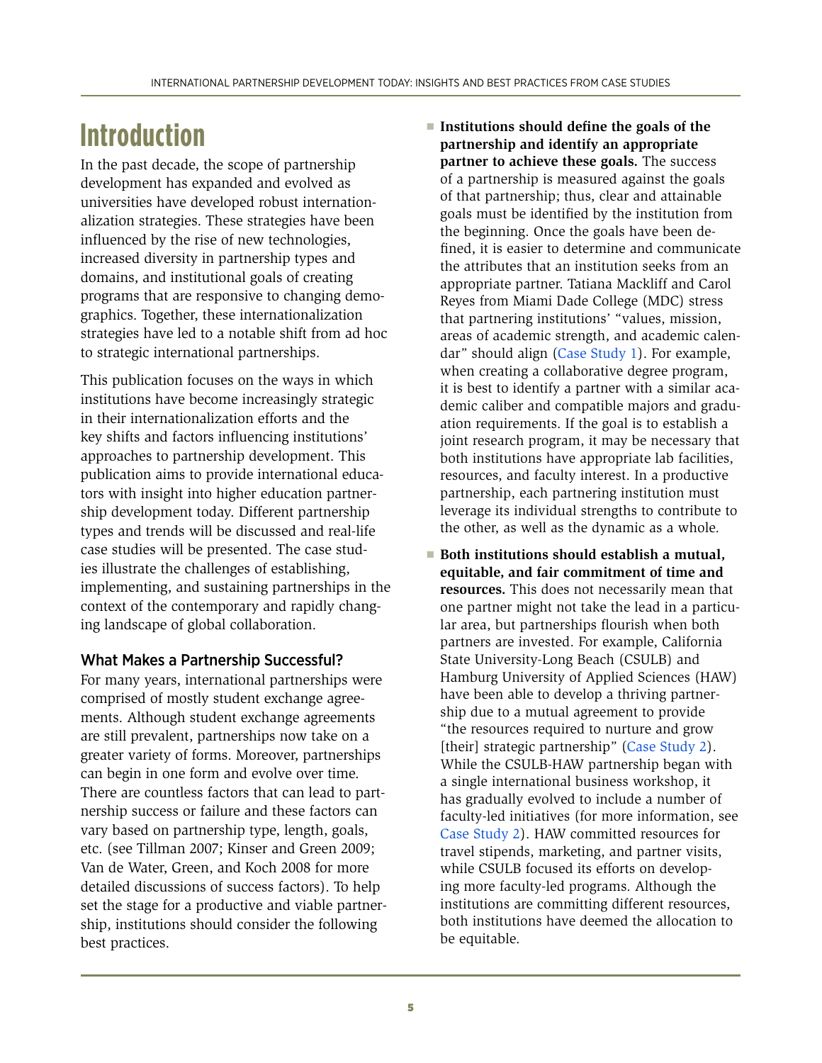# Introduction

In the past decade, the scope of partnership development has expanded and evolved as universities have developed robust internationalization strategies. These strategies have been influenced by the rise of new technologies, increased diversity in partnership types and domains, and institutional goals of creating programs that are responsive to changing demographics. Together, these internationalization strategies have led to a notable shift from ad hoc to strategic international partnerships.

This publication focuses on the ways in which institutions have become increasingly strategic in their internationalization efforts and the key shifts and factors influencing institutions' approaches to partnership development. This publication aims to provide international educators with insight into higher education partnership development today. Different partnership types and trends will be discussed and real-life case studies will be presented. The case studies illustrate the challenges of establishing, implementing, and sustaining partnerships in the context of the contemporary and rapidly changing landscape of global collaboration.

## What Makes a Partnership Successful?

For many years, international partnerships were comprised of mostly student exchange agreements. Although student exchange agreements are still prevalent, partnerships now take on a greater variety of forms. Moreover, partnerships can begin in one form and evolve over time. There are countless factors that can lead to partnership success or failure and these factors can vary based on partnership type, length, goals, etc. (see Tillman 2007; Kinser and Green 2009; Van de Water, Green, and Koch 2008 for more detailed discussions of success factors). To help set the stage for a productive and viable partnership, institutions should consider the following best practices.

- **Institutions should define the goals of the partnership and identify an appropriate partner to achieve these goals.** The success of a partnership is measured against the goals of that partnership; thus, clear and attainable goals must be identified by the institution from the beginning. Once the goals have been defined, it is easier to determine and communicate the attributes that an institution seeks from an appropriate partner. Tatiana Mackliff and Carol Reyes from Miami Dade College (MDC) stress that partnering institutions' "values, mission, areas of academic strength, and academic calendar" should align (Case Study 1). For example, when creating a collaborative degree program, it is best to identify a partner with a similar academic caliber and compatible majors and graduation requirements. If the goal is to establish a joint research program, it may be necessary that both institutions have appropriate lab facilities, resources, and faculty interest. In a productive partnership, each partnering institution must leverage its individual strengths to contribute to the other, as well as the dynamic as a whole.
- **Both institutions should establish a mutual, equitable, and fair commitment of time and resources.** This does not necessarily mean that one partner might not take the lead in a particular area, but partnerships flourish when both partners are invested. For example, California State University-Long Beach (CSULB) and Hamburg University of Applied Sciences (HAW) have been able to develop a thriving partnership due to a mutual agreement to provide "the resources required to nurture and grow [their] strategic partnership" (Case Study 2). While the CSULB-HAW partnership began with a single international business workshop, it has gradually evolved to include a number of faculty-led initiatives (for more information, see Case Study 2). HAW committed resources for travel stipends, marketing, and partner visits, while CSULB focused its efforts on developing more faculty-led programs. Although the institutions are committing different resources, both institutions have deemed the allocation to be equitable.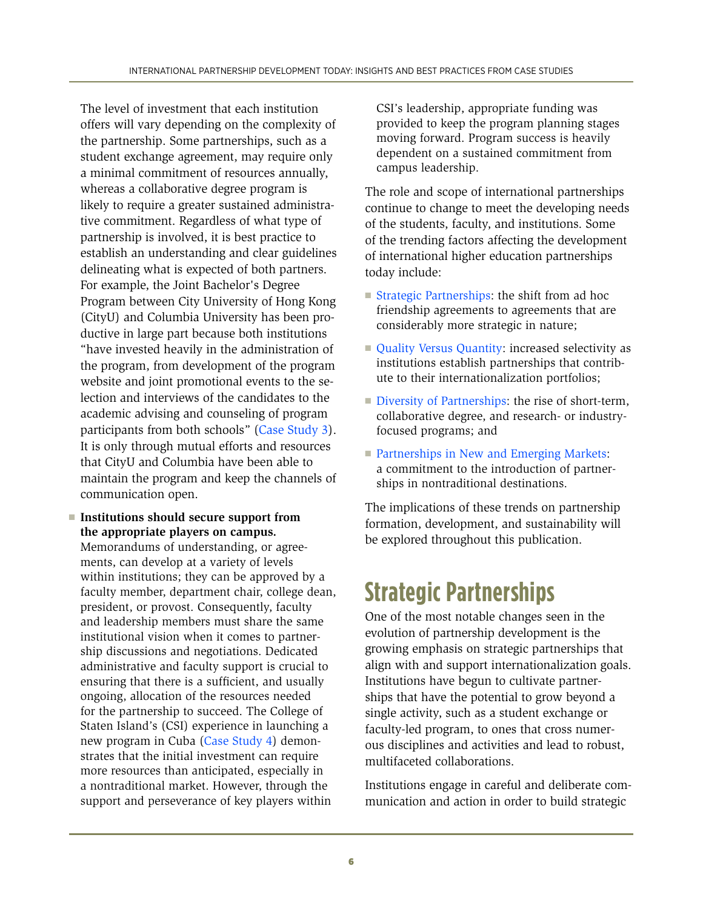The level of investment that each institution offers will vary depending on the complexity of the partnership. Some partnerships, such as a student exchange agreement, may require only a minimal commitment of resources annually, whereas a collaborative degree program is likely to require a greater sustained administrative commitment. Regardless of what type of partnership is involved, it is best practice to establish an understanding and clear guidelines delineating what is expected of both partners. For example, the Joint Bachelor's Degree Program between City University of Hong Kong (CityU) and Columbia University has been productive in large part because both institutions "have invested heavily in the administration of the program, from development of the program website and joint promotional events to the selection and interviews of the candidates to the academic advising and counseling of program participants from both schools" (Case Study 3). It is only through mutual efforts and resources that CityU and Columbia have been able to maintain the program and keep the channels of communication open.

- **Institutions should secure support from the appropriate players on campus.** Memorandums of understanding, or agreements, can develop at a variety of levels within institutions; they can be approved by a faculty member, department chair, college dean, president, or provost. Consequently, faculty and leadership members must share the same institutional vision when it comes to partnership discussions and negotiations. Dedicated administrative and faculty support is crucial to ensuring that there is a sufficient, and usually ongoing, allocation of the resources needed for the partnership to succeed. The College of Staten Island's (CSI) experience in launching a new program in Cuba (Case Study 4) demonstrates that the initial investment can require more resources than anticipated, especially in a nontraditional market. However, through the support and perseverance of key players within CSI's leadership, appropriate funding was provided to keep the program planning stages moving forward. Program success is heavily dependent on a sustained commitment from campus leadership.

The role and scope of international partnerships continue to change to meet the developing needs of the students, faculty, and institutions. Some of the trending factors affecting the development of international higher education partnerships today include:

- Strategic Partnerships: the shift from ad hoc friendship agreements to agreements that are considerably more strategic in nature;
- Quality Versus Quantity: increased selectivity as institutions establish partnerships that contribute to their internationalization portfolios;
- Diversity of Partnerships: the rise of short-term, collaborative degree, and research- or industry-focused programs; and
- Partnerships in New and Emerging Markets: a commitment to the introduction of partnerships in nontraditional destinations.

The implications of these trends on partnership formation, development, and sustainability will be explored throughout this publication.

# Strategic Partnerships

One of the most notable changes seen in the evolution of partnership development is the growing emphasis on strategic partnerships that align with and support internationalization goals. Institutions have begun to cultivate partnerships that have the potential to grow beyond a single activity, such as a student exchange or faculty-led program, to ones that cross numerous disciplines and activities and lead to robust, multifaceted collaborations.

Institutions engage in careful and deliberate communication and action in order to build strategic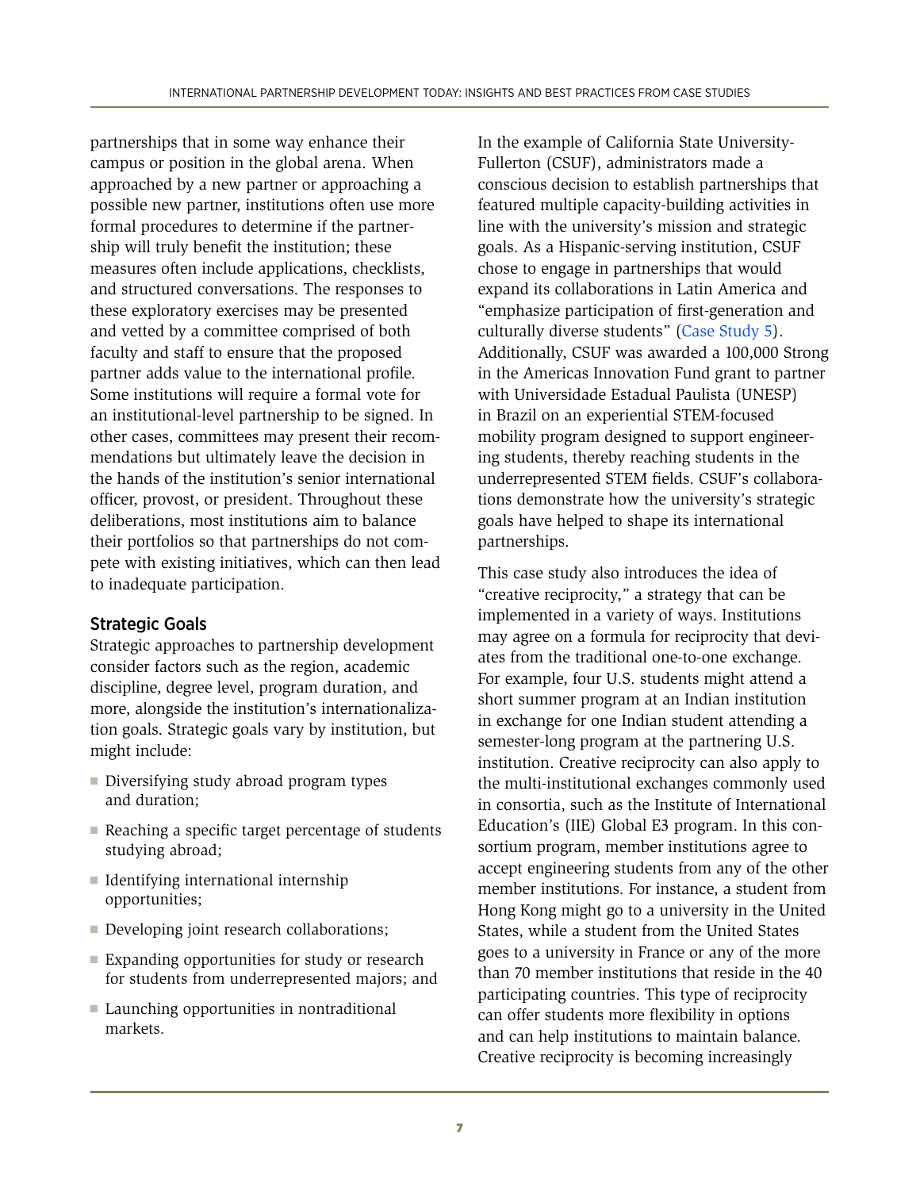partnerships that in some way enhance their campus or position in the global arena. When approached by a new partner or approaching a possible new partner, institutions often use more formal procedures to determine if the partnership will truly benefit the institution; these measures often include applications, checklists, and structured conversations. The responses to these exploratory exercises may be presented and vetted by a committee comprised of both faculty and staff to ensure that the proposed partner adds value to the international profile. Some institutions will require a formal vote for an institutional-level partnership to be signed. In other cases, committees may present their recommendations but ultimately leave the decision in the hands of the institution's senior international officer, provost, or president. Throughout these deliberations, most institutions aim to balance their portfolios so that partnerships do not compete with existing initiatives, which can then lead to inadequate participation.

### Strategic Goals

Strategic approaches to partnership development consider factors such as the region, academic discipline, degree level, program duration, and more, alongside the institution's internationalization goals. Strategic goals vary by institution, but might include:

- Diversifying study abroad program types and duration;
- Reaching a specific target percentage of students studying abroad;
- Identifying international internship opportunities;
- Developing joint research collaborations;
- Expanding opportunities for study or research for students from underrepresented majors; and
- Launching opportunities in nontraditional markets.

In the example of California State University-Fullerton (CSUF), administrators made a conscious decision to establish partnerships that featured multiple capacity-building activities in line with the university's mission and strategic goals. As a Hispanic-serving institution, CSUF chose to engage in partnerships that would expand its collaborations in Latin America and "emphasize participation of first-generation and culturally diverse students" (Case Study 5). Additionally, CSUF was awarded a 100,000 Strong in the Americas Innovation Fund grant to partner with Universidade Estadual Paulista (UNESP) in Brazil on an experiential STEM-focused mobility program designed to support engineering students, thereby reaching students in the underrepresented STEM fields. CSUF's collaborations demonstrate how the university's strategic goals have helped to shape its international partnerships.

This case study also introduces the idea of "creative reciprocity," a strategy that can be implemented in a variety of ways. Institutions may agree on a formula for reciprocity that deviates from the traditional one-to-one exchange. For example, four U.S. students might attend a short summer program at an Indian institution in exchange for one Indian student attending a semester-long program at the partnering U.S. institution. Creative reciprocity can also apply to the multi-institutional exchanges commonly used in consortia, such as the Institute of International Education's (IIE) Global E3 program. In this consortium program, member institutions agree to accept engineering students from any of the other member institutions. For instance, a student from Hong Kong might go to a university in the United States, while a student from the United States goes to a university in France or any of the more than 70 member institutions that reside in the 40 participating countries. This type of reciprocity can offer students more flexibility in options and can help institutions to maintain balance. Creative reciprocity is becoming increasingly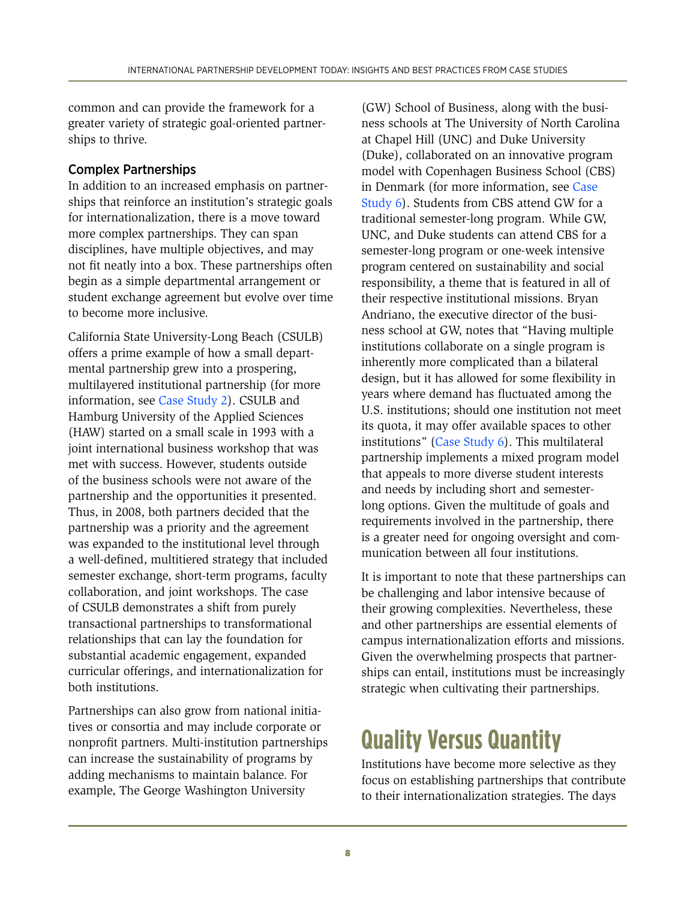common and can provide the framework for a greater variety of strategic goal-oriented partnerships to thrive.

### Complex Partnerships

In addition to an increased emphasis on partnerships that reinforce an institution's strategic goals for internationalization, there is a move toward more complex partnerships. They can span disciplines, have multiple objectives, and may not fit neatly into a box. These partnerships often begin as a simple departmental arrangement or student exchange agreement but evolve over time to become more inclusive.

California State University-Long Beach (CSULB) offers a prime example of how a small departmental partnership grew into a prospering, multilayered institutional partnership (for more information, see Case Study 2). CSULB and Hamburg University of the Applied Sciences (HAW) started on a small scale in 1993 with a joint international business workshop that was met with success. However, students outside of the business schools were not aware of the partnership and the opportunities it presented. Thus, in 2008, both partners decided that the partnership was a priority and the agreement was expanded to the institutional level through a well-defined, multitiered strategy that included semester exchange, short-term programs, faculty collaboration, and joint workshops. The case of CSULB demonstrates a shift from purely transactional partnerships to transformational relationships that can lay the foundation for substantial academic engagement, expanded curricular offerings, and internationalization for both institutions.

Partnerships can also grow from national initiatives or consortia and may include corporate or nonprofit partners. Multi-institution partnerships can increase the sustainability of programs by adding mechanisms to maintain balance. For example, The George Washington University (GW) School of Business, along with the business schools at The University of North Carolina at Chapel Hill (UNC) and Duke University (Duke), collaborated on an innovative program model with Copenhagen Business School (CBS) in Denmark (for more information, see Case Study 6). Students from CBS attend GW for a traditional semester-long program. While GW, UNC, and Duke students can attend CBS for a semester-long program or one-week intensive program centered on sustainability and social responsibility, a theme that is featured in all of their respective institutional missions. Bryan Andriano, the executive director of the business school at GW, notes that "Having multiple institutions collaborate on a single program is inherently more complicated than a bilateral design, but it has allowed for some flexibility in years where demand has fluctuated among the U.S. institutions; should one institution not meet its quota, it may offer available spaces to other institutions" (Case Study 6). This multilateral partnership implements a mixed program model that appeals to more diverse student interests and needs by including short and semester-long options. Given the multitude of goals and requirements involved in the partnership, there is a greater need for ongoing oversight and communication between all four institutions.

It is important to note that these partnerships can be challenging and labor intensive because of their growing complexities. Nevertheless, these and other partnerships are essential elements of campus internationalization efforts and missions. Given the overwhelming prospects that partnerships can entail, institutions must be increasingly strategic when cultivating their partnerships.

## Quality Versus Quantity

Institutions have become more selective as they focus on establishing partnerships that contribute to their internationalization strategies. The days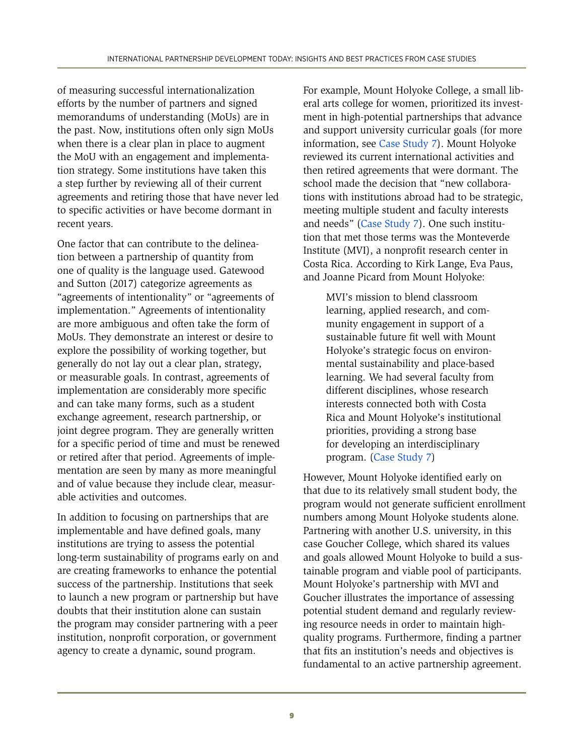of measuring successful internationalization efforts by the number of partners and signed memorandums of understanding (MoUs) are in the past. Now, institutions often only sign MoUs when there is a clear plan in place to augment the MoU with an engagement and implementation strategy. Some institutions have taken this a step further by reviewing all of their current agreements and retiring those that have never led to specific activities or have become dormant in recent years.

One factor that can contribute to the delineation between a partnership of quantity from one of quality is the language used. Gatewood and Sutton (2017) categorize agreements as "agreements of intentionality" or "agreements of implementation." Agreements of intentionality are more ambiguous and often take the form of MoUs. They demonstrate an interest or desire to explore the possibility of working together, but generally do not lay out a clear plan, strategy, or measurable goals. In contrast, agreements of implementation are considerably more specific and can take many forms, such as a student exchange agreement, research partnership, or joint degree program. They are generally written for a specific period of time and must be renewed or retired after that period. Agreements of implementation are seen by many as more meaningful and of value because they include clear, measurable activities and outcomes.

In addition to focusing on partnerships that are implementable and have defined goals, many institutions are trying to assess the potential long-term sustainability of programs early on and are creating frameworks to enhance the potential success of the partnership. Institutions that seek to launch a new program or partnership but have doubts that their institution alone can sustain the program may consider partnering with a peer institution, nonprofit corporation, or government agency to create a dynamic, sound program.

For example, Mount Holyoke College, a small liberal arts college for women, prioritized its investment in high-potential partnerships that advance and support university curricular goals (for more information, see Case Study 7). Mount Holyoke reviewed its current international activities and then retired agreements that were dormant. The school made the decision that "new collaborations with institutions abroad had to be strategic, meeting multiple student and faculty interests and needs" (Case Study 7). One such institution that met those terms was the Monteverde Institute (MVI), a nonprofit research center in Costa Rica. According to Kirk Lange, Eva Paus, and Joanne Picard from Mount Holyoke:

> MVI's mission to blend classroom learning, applied research, and community engagement in support of a sustainable future fit well with Mount Holyoke's strategic focus on environmental sustainability and place-based learning. We had several faculty from different disciplines, whose research interests connected both with Costa Rica and Mount Holyoke's institutional priorities, providing a strong base for developing an interdisciplinary program. (Case Study 7)

However, Mount Holyoke identified early on that due to its relatively small student body, the program would not generate sufficient enrollment numbers among Mount Holyoke students alone. Partnering with another U.S. university, in this case Goucher College, which shared its values and goals allowed Mount Holyoke to build a sustainable program and viable pool of participants. Mount Holyoke's partnership with MVI and Goucher illustrates the importance of assessing potential student demand and regularly reviewing resource needs in order to maintain high-quality programs. Furthermore, finding a partner that fits an institution's needs and objectives is fundamental to an active partnership agreement.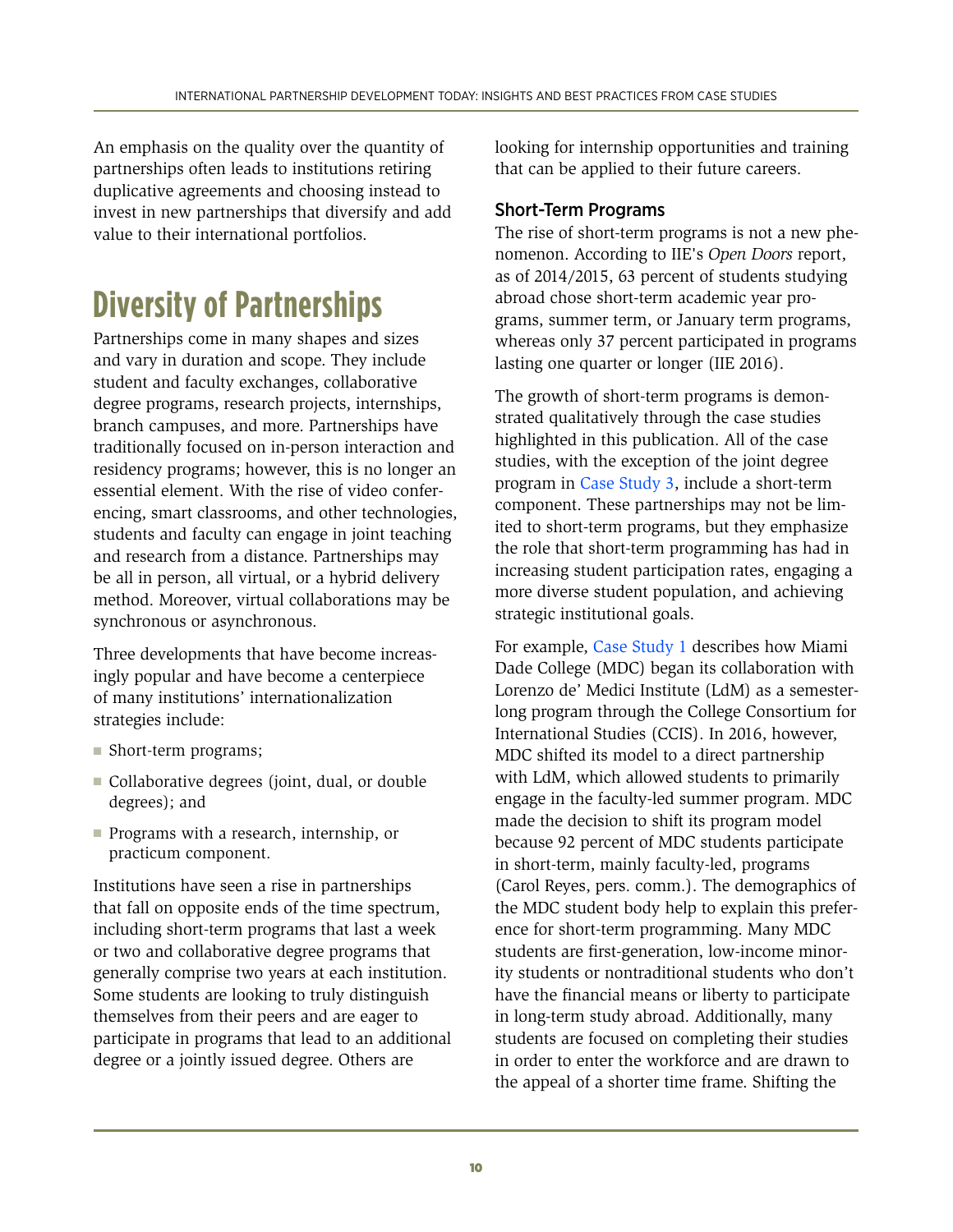An emphasis on the quality over the quantity of partnerships often leads to institutions retiring duplicative agreements and choosing instead to invest in new partnerships that diversify and add value to their international portfolios.

# Diversity of Partnerships

Partnerships come in many shapes and sizes and vary in duration and scope. They include student and faculty exchanges, collaborative degree programs, research projects, internships, branch campuses, and more. Partnerships have traditionally focused on in-person interaction and residency programs; however, this is no longer an essential element. With the rise of video conferencing, smart classrooms, and other technologies, students and faculty can engage in joint teaching and research from a distance. Partnerships may be all in person, all virtual, or a hybrid delivery method. Moreover, virtual collaborations may be synchronous or asynchronous.

Three developments that have become increasingly popular and have become a centerpiece of many institutions' internationalization strategies include:

- Short-term programs;
- Collaborative degrees (joint, dual, or double degrees); and
- Programs with a research, internship, or practicum component.

Institutions have seen a rise in partnerships that fall on opposite ends of the time spectrum, including short-term programs that last a week or two and collaborative degree programs that generally comprise two years at each institution. Some students are looking to truly distinguish themselves from their peers and are eager to participate in programs that lead to an additional degree or a jointly issued degree. Others are looking for internship opportunities and training that can be applied to their future careers.

## Short-Term Programs

The rise of short-term programs is not a new phenomenon. According to IIE's *Open Doors* report, as of 2014/2015, 63 percent of students studying abroad chose short-term academic year programs, summer term, or January term programs, whereas only 37 percent participated in programs lasting one quarter or longer (IIE 2016).

The growth of short-term programs is demonstrated qualitatively through the case studies highlighted in this publication. All of the case studies, with the exception of the joint degree program in Case Study 3, include a short-term component. These partnerships may not be limited to short-term programs, but they emphasize the role that short-term programming has had in increasing student participation rates, engaging a more diverse student population, and achieving strategic institutional goals.

For example, Case Study 1 describes how Miami Dade College (MDC) began its collaboration with Lorenzo de' Medici Institute (LdM) as a semester-long program through the College Consortium for International Studies (CCIS). In 2016, however, MDC shifted its model to a direct partnership with LdM, which allowed students to primarily engage in the faculty-led summer program. MDC made the decision to shift its program model because 92 percent of MDC students participate in short-term, mainly faculty-led, programs (Carol Reyes, pers. comm.). The demographics of the MDC student body help to explain this preference for short-term programming. Many MDC students are first-generation, low-income minority students or nontraditional students who don't have the financial means or liberty to participate in long-term study abroad. Additionally, many students are focused on completing their studies in order to enter the workforce and are drawn to the appeal of a shorter time frame. Shifting the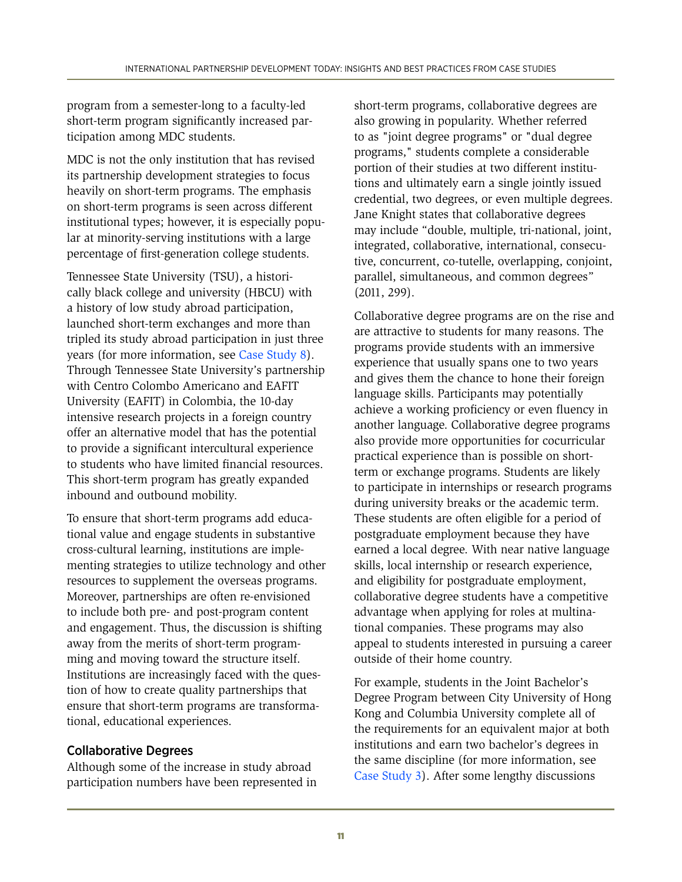program from a semester-long to a faculty-led short-term program significantly increased participation among MDC students.

MDC is not the only institution that has revised its partnership development strategies to focus heavily on short-term programs. The emphasis on short-term programs is seen across different institutional types; however, it is especially popular at minority-serving institutions with a large percentage of first-generation college students.

Tennessee State University (TSU), a historically black college and university (HBCU) with a history of low study abroad participation, launched short-term exchanges and more than tripled its study abroad participation in just three years (for more information, see Case Study 8). Through Tennessee State University's partnership with Centro Colombo Americano and EAFIT University (EAFIT) in Colombia, the 10-day intensive research projects in a foreign country offer an alternative model that has the potential to provide a significant intercultural experience to students who have limited financial resources. This short-term program has greatly expanded inbound and outbound mobility.

To ensure that short-term programs add educational value and engage students in substantive cross-cultural learning, institutions are implementing strategies to utilize technology and other resources to supplement the overseas programs. Moreover, partnerships are often re-envisioned to include both pre- and post-program content and engagement. Thus, the discussion is shifting away from the merits of short-term programming and moving toward the structure itself. Institutions are increasingly faced with the question of how to create quality partnerships that ensure that short-term programs are transformational, educational experiences.

### Collaborative Degrees

Although some of the increase in study abroad participation numbers have been represented in short-term programs, collaborative degrees are also growing in popularity. Whether referred to as "joint degree programs" or "dual degree programs," students complete a considerable portion of their studies at two different institutions and ultimately earn a single jointly issued credential, two degrees, or even multiple degrees. Jane Knight states that collaborative degrees may include "double, multiple, tri-national, joint, integrated, collaborative, international, consecutive, concurrent, co-tutelle, overlapping, conjoint, parallel, simultaneous, and common degrees" (2011, 299).

Collaborative degree programs are on the rise and are attractive to students for many reasons. The programs provide students with an immersive experience that usually spans one to two years and gives them the chance to hone their foreign language skills. Participants may potentially achieve a working proficiency or even fluency in another language. Collaborative degree programs also provide more opportunities for cocurricular practical experience than is possible on short-term or exchange programs. Students are likely to participate in internships or research programs during university breaks or the academic term. These students are often eligible for a period of postgraduate employment because they have earned a local degree. With near native language skills, local internship or research experience, and eligibility for postgraduate employment, collaborative degree students have a competitive advantage when applying for roles at multinational companies. These programs may also appeal to students interested in pursuing a career outside of their home country.

For example, students in the Joint Bachelor's Degree Program between City University of Hong Kong and Columbia University complete all of the requirements for an equivalent major at both institutions and earn two bachelor's degrees in the same discipline (for more information, see Case Study 3). After some lengthy discussions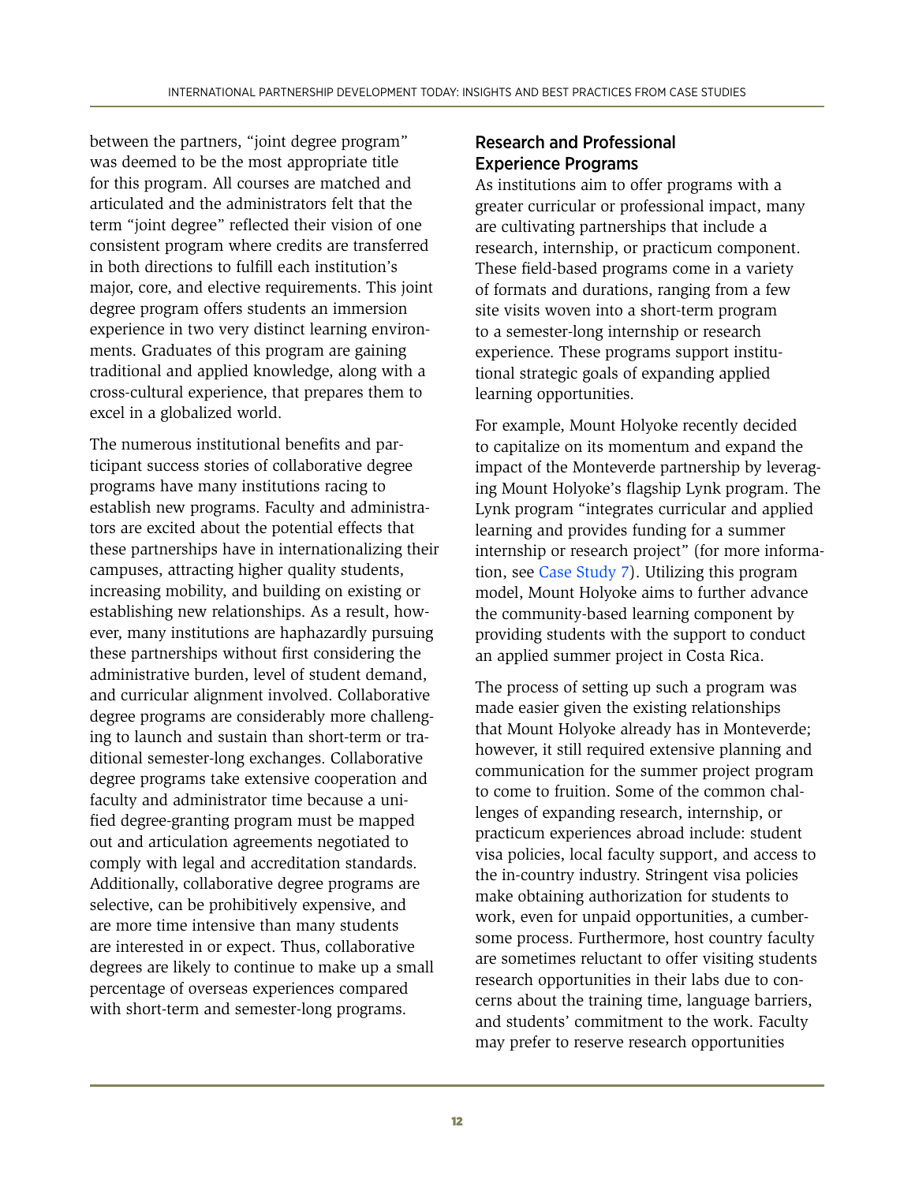between the partners, "joint degree program" was deemed to be the most appropriate title for this program. All courses are matched and articulated and the administrators felt that the term "joint degree" reflected their vision of one consistent program where credits are transferred in both directions to fulfill each institution's major, core, and elective requirements. This joint degree program offers students an immersion experience in two very distinct learning environments. Graduates of this program are gaining traditional and applied knowledge, along with a cross-cultural experience, that prepares them to excel in a globalized world.

The numerous institutional benefits and participant success stories of collaborative degree programs have many institutions racing to establish new programs. Faculty and administrators are excited about the potential effects that these partnerships have in internationalizing their campuses, attracting higher quality students, increasing mobility, and building on existing or establishing new relationships. As a result, however, many institutions are haphazardly pursuing these partnerships without first considering the administrative burden, level of student demand, and curricular alignment involved. Collaborative degree programs are considerably more challenging to launch and sustain than short-term or traditional semester-long exchanges. Collaborative degree programs take extensive cooperation and faculty and administrator time because a unified degree-granting program must be mapped out and articulation agreements negotiated to comply with legal and accreditation standards. Additionally, collaborative degree programs are selective, can be prohibitively expensive, and are more time intensive than many students are interested in or expect. Thus, collaborative degrees are likely to continue to make up a small percentage of overseas experiences compared with short-term and semester-long programs.

### Research and Professional Experience Programs

As institutions aim to offer programs with a greater curricular or professional impact, many are cultivating partnerships that include a research, internship, or practicum component. These field-based programs come in a variety of formats and durations, ranging from a few site visits woven into a short-term program to a semester-long internship or research experience. These programs support institutional strategic goals of expanding applied learning opportunities.

For example, Mount Holyoke recently decided to capitalize on its momentum and expand the impact of the Monteverde partnership by leveraging Mount Holyoke's flagship Lynk program. The Lynk program "integrates curricular and applied learning and provides funding for a summer internship or research project" (for more information, see Case Study 7). Utilizing this program model, Mount Holyoke aims to further advance the community-based learning component by providing students with the support to conduct an applied summer project in Costa Rica.

The process of setting up such a program was made easier given the existing relationships that Mount Holyoke already has in Monteverde; however, it still required extensive planning and communication for the summer project program to come to fruition. Some of the common challenges of expanding research, internship, or practicum experiences abroad include: student visa policies, local faculty support, and access to the in-country industry. Stringent visa policies make obtaining authorization for students to work, even for unpaid opportunities, a cumbersome process. Furthermore, host country faculty are sometimes reluctant to offer visiting students research opportunities in their labs due to concerns about the training time, language barriers, and students' commitment to the work. Faculty may prefer to reserve research opportunities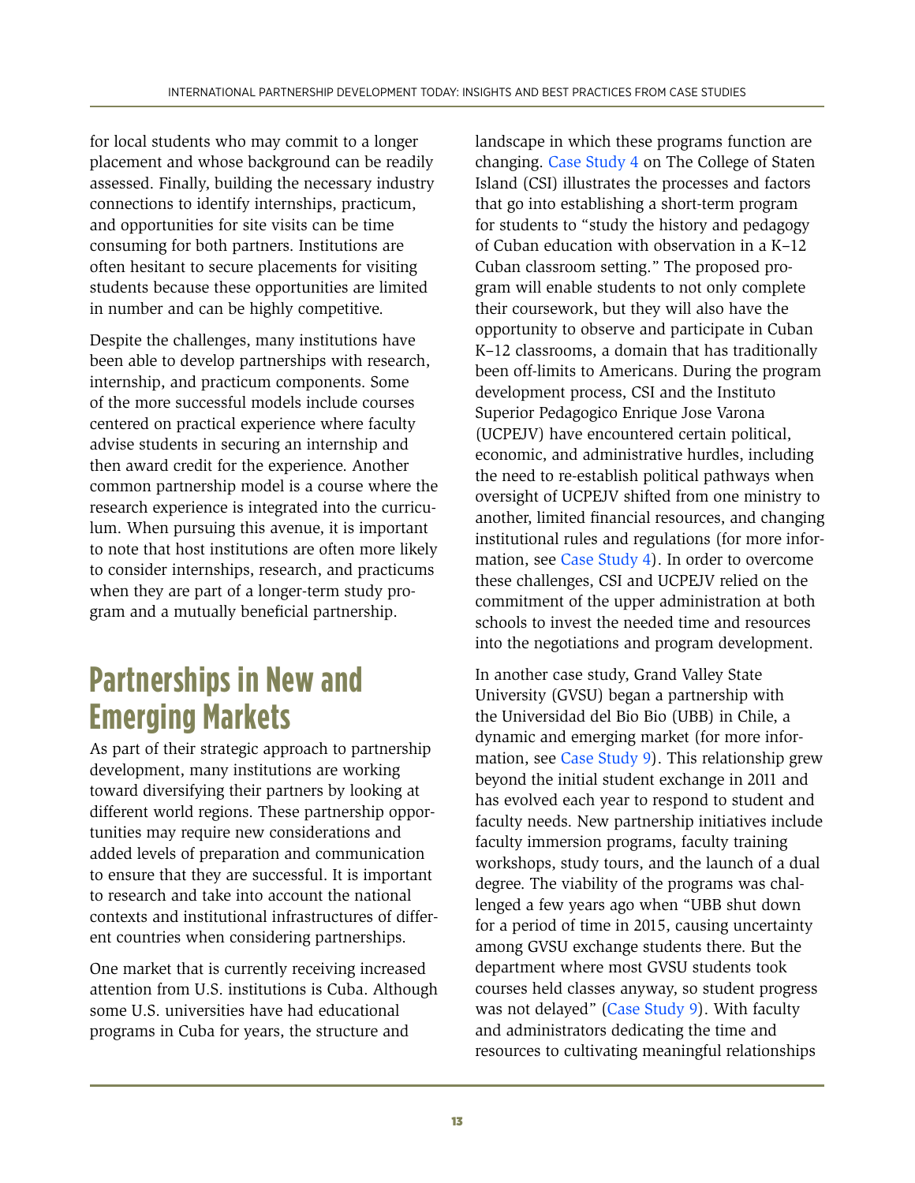for local students who may commit to a longer placement and whose background can be readily assessed. Finally, building the necessary industry connections to identify internships, practicum, and opportunities for site visits can be time consuming for both partners. Institutions are often hesitant to secure placements for visiting students because these opportunities are limited in number and can be highly competitive.

Despite the challenges, many institutions have been able to develop partnerships with research, internship, and practicum components. Some of the more successful models include courses centered on practical experience where faculty advise students in securing an internship and then award credit for the experience. Another common partnership model is a course where the research experience is integrated into the curriculum. When pursuing this avenue, it is important to note that host institutions are often more likely to consider internships, research, and practicums when they are part of a longer-term study program and a mutually beneficial partnership.

## Partnerships in New and Emerging Markets

As part of their strategic approach to partnership development, many institutions are working toward diversifying their partners by looking at different world regions. These partnership opportunities may require new considerations and added levels of preparation and communication to ensure that they are successful. It is important to research and take into account the national contexts and institutional infrastructures of different countries when considering partnerships.

One market that is currently receiving increased attention from U.S. institutions is Cuba. Although some U.S. universities have had educational programs in Cuba for years, the structure and landscape in which these programs function are changing. Case Study 4 on The College of Staten Island (CSI) illustrates the processes and factors that go into establishing a short-term program for students to "study the history and pedagogy of Cuban education with observation in a K–12 Cuban classroom setting." The proposed program will enable students to not only complete their coursework, but they will also have the opportunity to observe and participate in Cuban K–12 classrooms, a domain that has traditionally been off-limits to Americans. During the program development process, CSI and the Instituto Superior Pedagogico Enrique Jose Varona (UCPEJV) have encountered certain political, economic, and administrative hurdles, including the need to re-establish political pathways when oversight of UCPEJV shifted from one ministry to another, limited financial resources, and changing institutional rules and regulations (for more information, see Case Study 4). In order to overcome these challenges, CSI and UCPEJV relied on the commitment of the upper administration at both schools to invest the needed time and resources into the negotiations and program development.

In another case study, Grand Valley State University (GVSU) began a partnership with the Universidad del Bio Bio (UBB) in Chile, a dynamic and emerging market (for more information, see Case Study 9). This relationship grew beyond the initial student exchange in 2011 and has evolved each year to respond to student and faculty needs. New partnership initiatives include faculty immersion programs, faculty training workshops, study tours, and the launch of a dual degree. The viability of the programs was challenged a few years ago when "UBB shut down for a period of time in 2015, causing uncertainty among GVSU exchange students there. But the department where most GVSU students took courses held classes anyway, so student progress was not delayed" (Case Study 9). With faculty and administrators dedicating the time and resources to cultivating meaningful relationships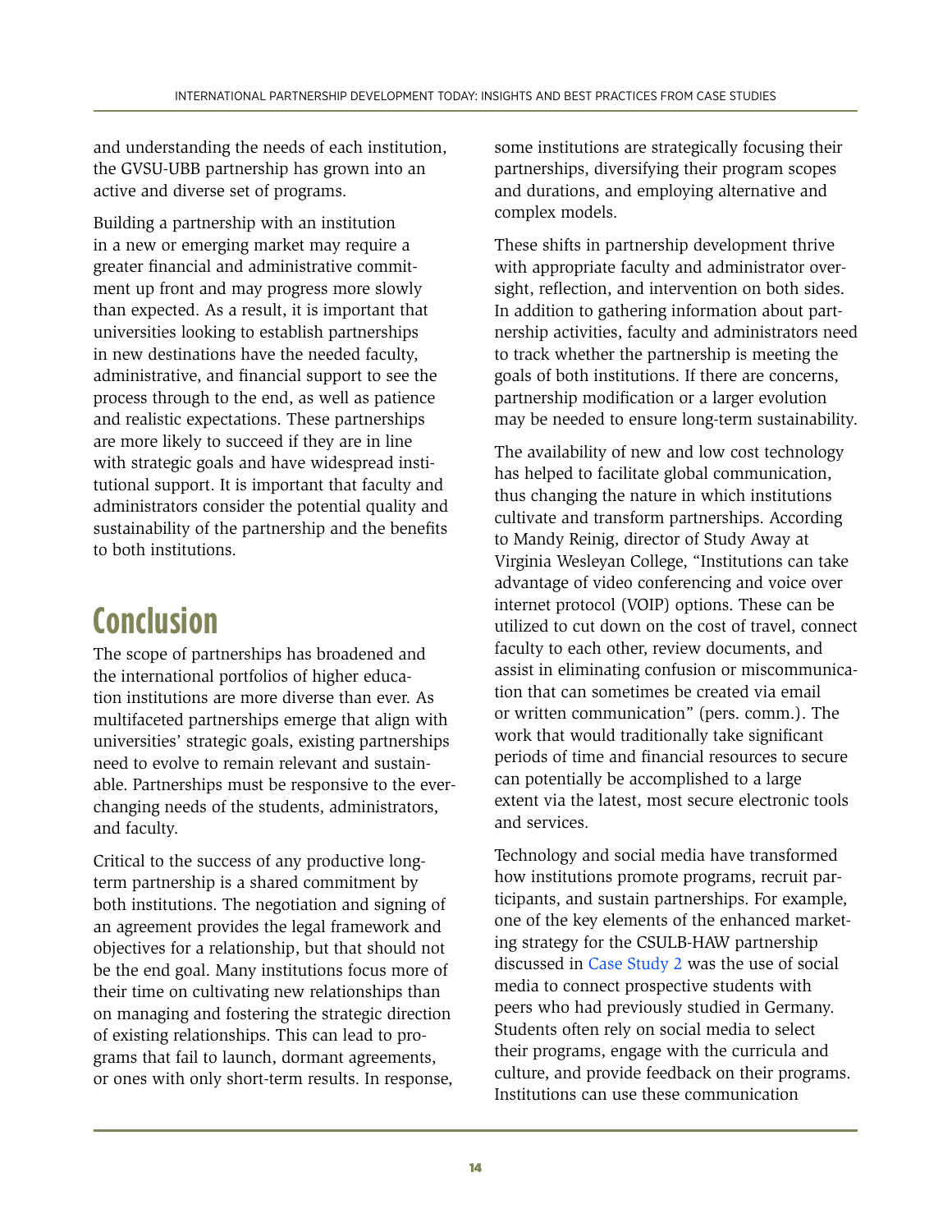and understanding the needs of each institution, the GVSU-UBB partnership has grown into an active and diverse set of programs.

Building a partnership with an institution in a new or emerging market may require a greater financial and administrative commitment up front and may progress more slowly than expected. As a result, it is important that universities looking to establish partnerships in new destinations have the needed faculty, administrative, and financial support to see the process through to the end, as well as patience and realistic expectations. These partnerships are more likely to succeed if they are in line with strategic goals and have widespread institutional support. It is important that faculty and administrators consider the potential quality and sustainability of the partnership and the benefits to both institutions.

# Conclusion

The scope of partnerships has broadened and the international portfolios of higher education institutions are more diverse than ever. As multifaceted partnerships emerge that align with universities' strategic goals, existing partnerships need to evolve to remain relevant and sustainable. Partnerships must be responsive to the ever-changing needs of the students, administrators, and faculty.

Critical to the success of any productive long-term partnership is a shared commitment by both institutions. The negotiation and signing of an agreement provides the legal framework and objectives for a relationship, but that should not be the end goal. Many institutions focus more of their time on cultivating new relationships than on managing and fostering the strategic direction of existing relationships. This can lead to programs that fail to launch, dormant agreements, or ones with only short-term results. In response, some institutions are strategically focusing their partnerships, diversifying their program scopes and durations, and employing alternative and complex models.

These shifts in partnership development thrive with appropriate faculty and administrator oversight, reflection, and intervention on both sides. In addition to gathering information about partnership activities, faculty and administrators need to track whether the partnership is meeting the goals of both institutions. If there are concerns, partnership modification or a larger evolution may be needed to ensure long-term sustainability.

The availability of new and low cost technology has helped to facilitate global communication, thus changing the nature in which institutions cultivate and transform partnerships. According to Mandy Reinig, director of Study Away at Virginia Wesleyan College, "Institutions can take advantage of video conferencing and voice over internet protocol (VOIP) options. These can be utilized to cut down on the cost of travel, connect faculty to each other, review documents, and assist in eliminating confusion or miscommunication that can sometimes be created via email or written communication" (pers. comm.). The work that would traditionally take significant periods of time and financial resources to secure can potentially be accomplished to a large extent via the latest, most secure electronic tools and services.

Technology and social media have transformed how institutions promote programs, recruit participants, and sustain partnerships. For example, one of the key elements of the enhanced marketing strategy for the CSULB-HAW partnership discussed in Case Study 2 was the use of social media to connect prospective students with peers who had previously studied in Germany. Students often rely on social media to select their programs, engage with the curricula and culture, and provide feedback on their programs. Institutions can use these communication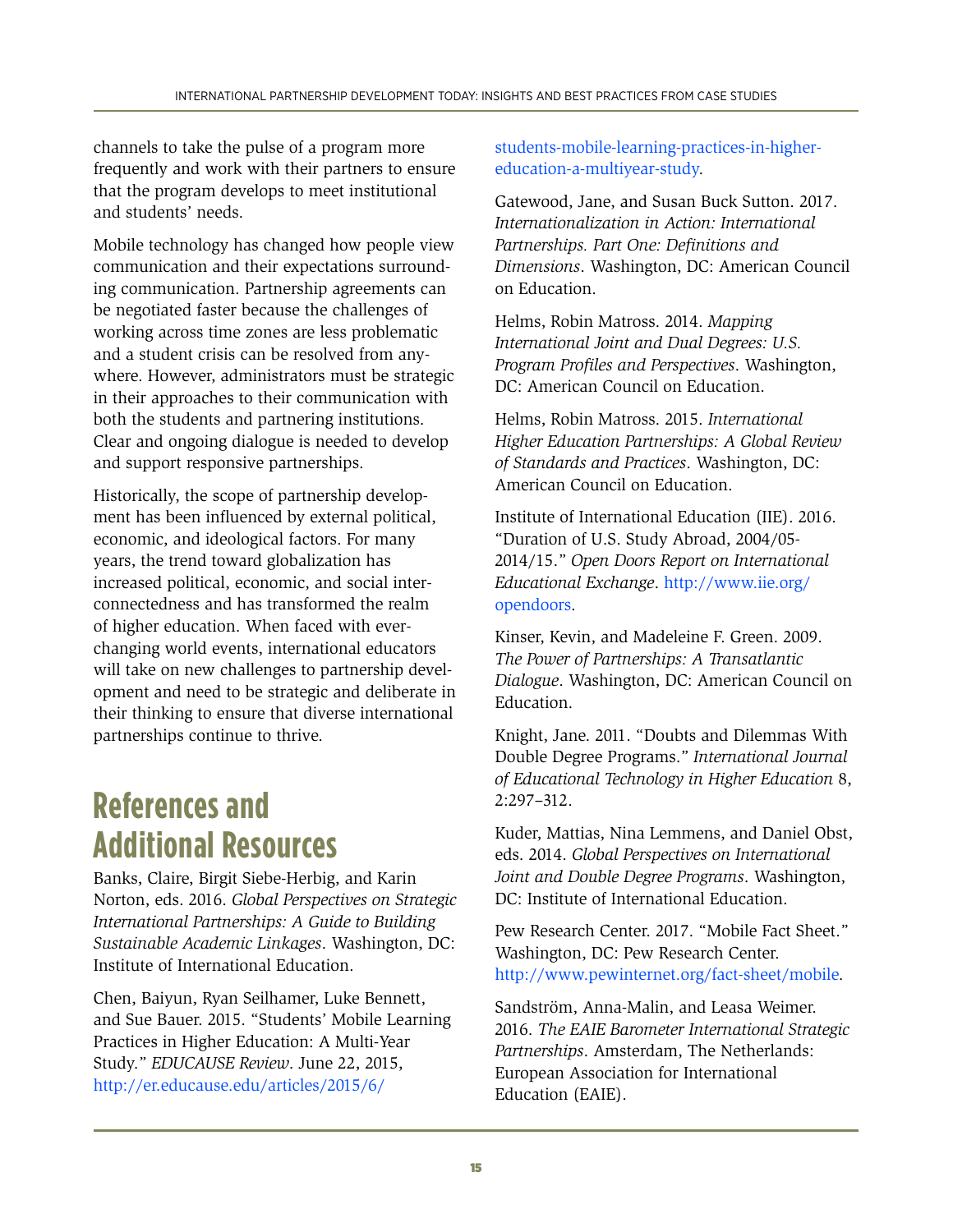channels to take the pulse of a program more frequently and work with their partners to ensure that the program develops to meet institutional and students' needs.

Mobile technology has changed how people view communication and their expectations surrounding communication. Partnership agreements can be negotiated faster because the challenges of working across time zones are less problematic and a student crisis can be resolved from anywhere. However, administrators must be strategic in their approaches to their communication with both the students and partnering institutions. Clear and ongoing dialogue is needed to develop and support responsive partnerships.

Historically, the scope of partnership development has been influenced by external political, economic, and ideological factors. For many years, the trend toward globalization has increased political, economic, and social interconnectedness and has transformed the realm of higher education. When faced with ever-changing world events, international educators will take on new challenges to partnership development and need to be strategic and deliberate in their thinking to ensure that diverse international partnerships continue to thrive.

## References and Additional Resources

Banks, Claire, Birgit Siebe-Herbig, and Karin Norton, eds. 2016. *Global Perspectives on Strategic International Partnerships: A Guide to Building Sustainable Academic Linkages*. Washington, DC: Institute of International Education.

Chen, Baiyun, Ryan Seilhamer, Luke Bennett, and Sue Bauer. 2015. "Students' Mobile Learning Practices in Higher Education: A Multi-Year Study." *EDUCAUSE Review*. June 22, 2015, http://er.educause.edu/articles/2015/6/students-mobile-learning-practices-in-higher-education-a-multiyear-study.

Gatewood, Jane, and Susan Buck Sutton. 2017. *Internationalization in Action: International Partnerships. Part One: Definitions and Dimensions*. Washington, DC: American Council on Education.

Helms, Robin Matross. 2014. *Mapping International Joint and Dual Degrees: U.S. Program Profiles and Perspectives*. Washington, DC: American Council on Education.

Helms, Robin Matross. 2015. *International Higher Education Partnerships: A Global Review of Standards and Practices*. Washington, DC: American Council on Education.

Institute of International Education (IIE). 2016. "Duration of U.S. Study Abroad, 2004/05-2014/15." *Open Doors Report on International Educational Exchange*. http://www.iie.org/opendoors.

Kinser, Kevin, and Madeleine F. Green. 2009. *The Power of Partnerships: A Transatlantic Dialogue*. Washington, DC: American Council on Education.

Knight, Jane. 2011. "Doubts and Dilemmas With Double Degree Programs." *International Journal of Educational Technology in Higher Education* 8, 2:297–312.

Kuder, Mattias, Nina Lemmens, and Daniel Obst, eds. 2014. *Global Perspectives on International Joint and Double Degree Programs*. Washington, DC: Institute of International Education.

Pew Research Center. 2017. "Mobile Fact Sheet." Washington, DC: Pew Research Center. http://www.pewinternet.org/fact-sheet/mobile.

Sandström, Anna-Malin, and Leasa Weimer. 2016. *The EAIE Barometer International Strategic Partnerships*. Amsterdam, The Netherlands: European Association for International Education (EAIE).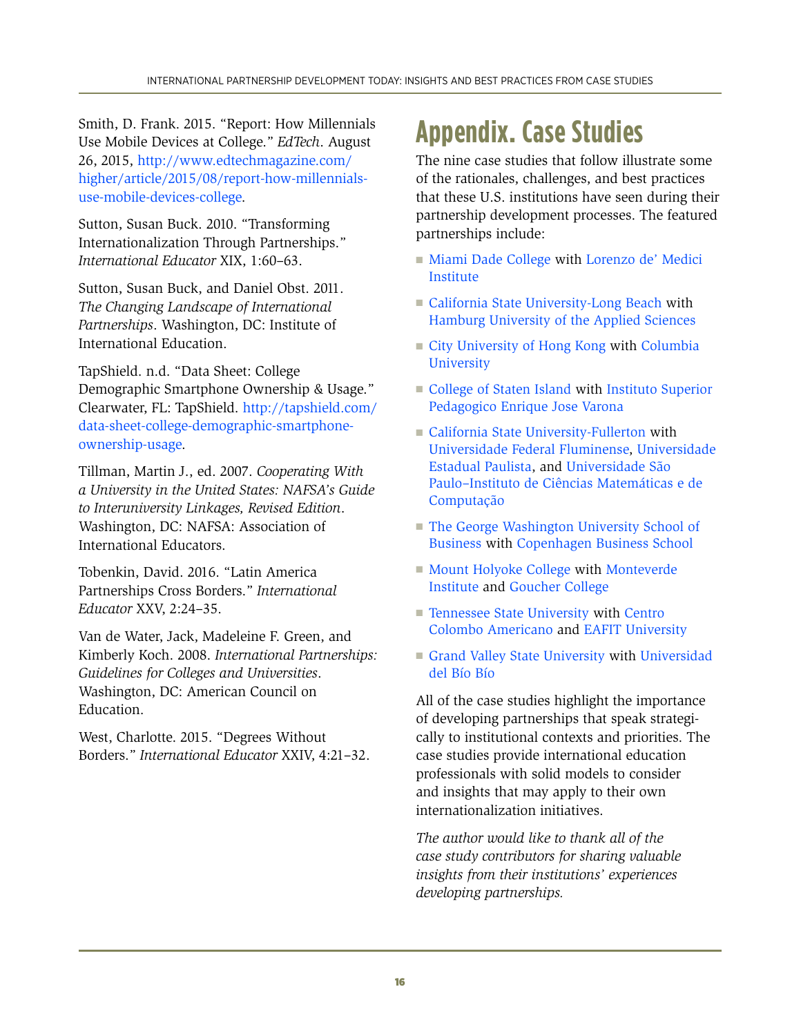Smith, D. Frank. 2015. "Report: How Millennials Use Mobile Devices at College." *EdTech*. August 26, 2015, http://www.edtechmagazine.com/higher/article/2015/08/report-how-millennials-use-mobile-devices-college.

Sutton, Susan Buck. 2010. "Transforming Internationalization Through Partnerships." *International Educator* XIX, 1:60–63.

Sutton, Susan Buck, and Daniel Obst. 2011. *The Changing Landscape of International Partnerships*. Washington, DC: Institute of International Education.

TapShield. n.d. "Data Sheet: College Demographic Smartphone Ownership & Usage." Clearwater, FL: TapShield. http://tapshield.com/data-sheet-college-demographic-smartphone-ownership-usage.

Tillman, Martin J., ed. 2007. *Cooperating With a University in the United States: NAFSA's Guide to Interuniversity Linkages, Revised Edition*. Washington, DC: NAFSA: Association of International Educators.

Tobenkin, David. 2016. "Latin America Partnerships Cross Borders." *International Educator* XXV, 2:24–35.

Van de Water, Jack, Madeleine F. Green, and Kimberly Koch. 2008. *International Partnerships: Guidelines for Colleges and Universities*. Washington, DC: American Council on Education.

West, Charlotte. 2015. "Degrees Without Borders." *International Educator* XXIV, 4:21–32.

# Appendix. Case Studies

The nine case studies that follow illustrate some of the rationales, challenges, and best practices that these U.S. institutions have seen during their partnership development processes. The featured partnerships include:

- Miami Dade College with Lorenzo de' Medici Institute
- California State University-Long Beach with Hamburg University of the Applied Sciences
- City University of Hong Kong with Columbia University
- College of Staten Island with Instituto Superior Pedagogico Enrique Jose Varona
- California State University-Fullerton with Universidade Federal Fluminense, Universidade Estadual Paulista, and Universidade São Paulo–Instituto de Ciências Matemáticas e de Computação
- The George Washington University School of Business with Copenhagen Business School
- Mount Holyoke College with Monteverde Institute and Goucher College
- Tennessee State University with Centro Colombo Americano and EAFIT University
- Grand Valley State University with Universidad del Bío Bío

All of the case studies highlight the importance of developing partnerships that speak strategically to institutional contexts and priorities. The case studies provide international education professionals with solid models to consider and insights that may apply to their own internationalization initiatives.

*The author would like to thank all of the case study contributors for sharing valuable insights from their institutions' experiences developing partnerships.*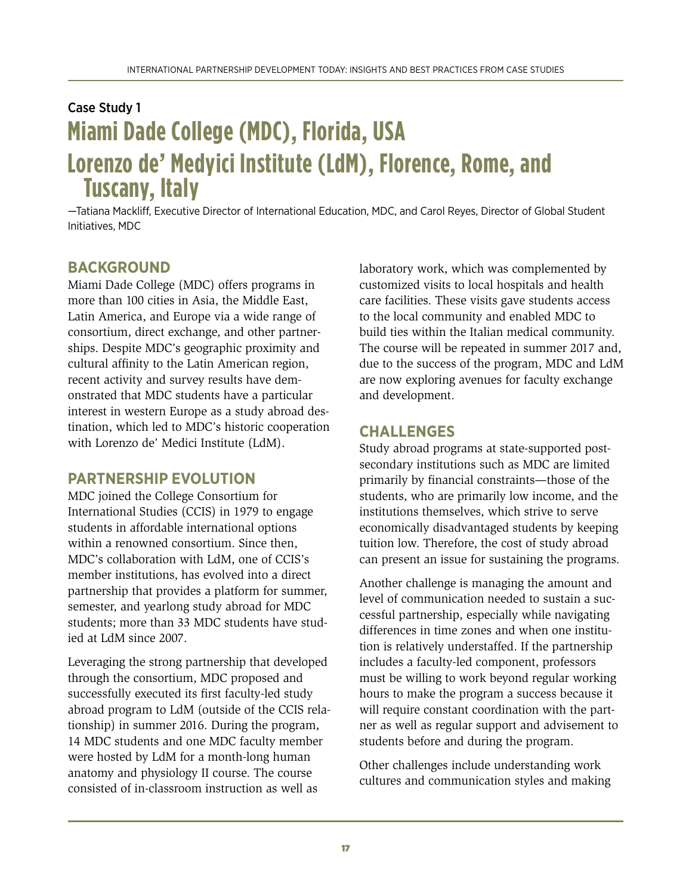Case Study 1

# Miami Dade College (MDC), Florida, USA
# Lorenzo de' Medyici Institute (LdM), Florence, Rome, and Tuscany, Italy

—Tatiana Mackliff, Executive Director of International Education, MDC, and Carol Reyes, Director of Global Student Initiatives, MDC

## BACKGROUND

Miami Dade College (MDC) offers programs in more than 100 cities in Asia, the Middle East, Latin America, and Europe via a wide range of consortium, direct exchange, and other partnerships. Despite MDC's geographic proximity and cultural affinity to the Latin American region, recent activity and survey results have demonstrated that MDC students have a particular interest in western Europe as a study abroad destination, which led to MDC's historic cooperation with Lorenzo de' Medici Institute (LdM).

## PARTNERSHIP EVOLUTION

MDC joined the College Consortium for International Studies (CCIS) in 1979 to engage students in affordable international options within a renowned consortium. Since then, MDC's collaboration with LdM, one of CCIS's member institutions, has evolved into a direct partnership that provides a platform for summer, semester, and yearlong study abroad for MDC students; more than 33 MDC students have studied at LdM since 2007.

Leveraging the strong partnership that developed through the consortium, MDC proposed and successfully executed its first faculty-led study abroad program to LdM (outside of the CCIS relationship) in summer 2016. During the program, 14 MDC students and one MDC faculty member were hosted by LdM for a month-long human anatomy and physiology II course. The course consisted of in-classroom instruction as well as laboratory work, which was complemented by customized visits to local hospitals and health care facilities. These visits gave students access to the local community and enabled MDC to build ties within the Italian medical community. The course will be repeated in summer 2017 and, due to the success of the program, MDC and LdM are now exploring avenues for faculty exchange and development.

## CHALLENGES

Study abroad programs at state-supported postsecondary institutions such as MDC are limited primarily by financial constraints—those of the students, who are primarily low income, and the institutions themselves, which strive to serve economically disadvantaged students by keeping tuition low. Therefore, the cost of study abroad can present an issue for sustaining the programs.

Another challenge is managing the amount and level of communication needed to sustain a successful partnership, especially while navigating differences in time zones and when one institution is relatively understaffed. If the partnership includes a faculty-led component, professors must be willing to work beyond regular working hours to make the program a success because it will require constant coordination with the partner as well as regular support and advisement to students before and during the program.

Other challenges include understanding work cultures and communication styles and making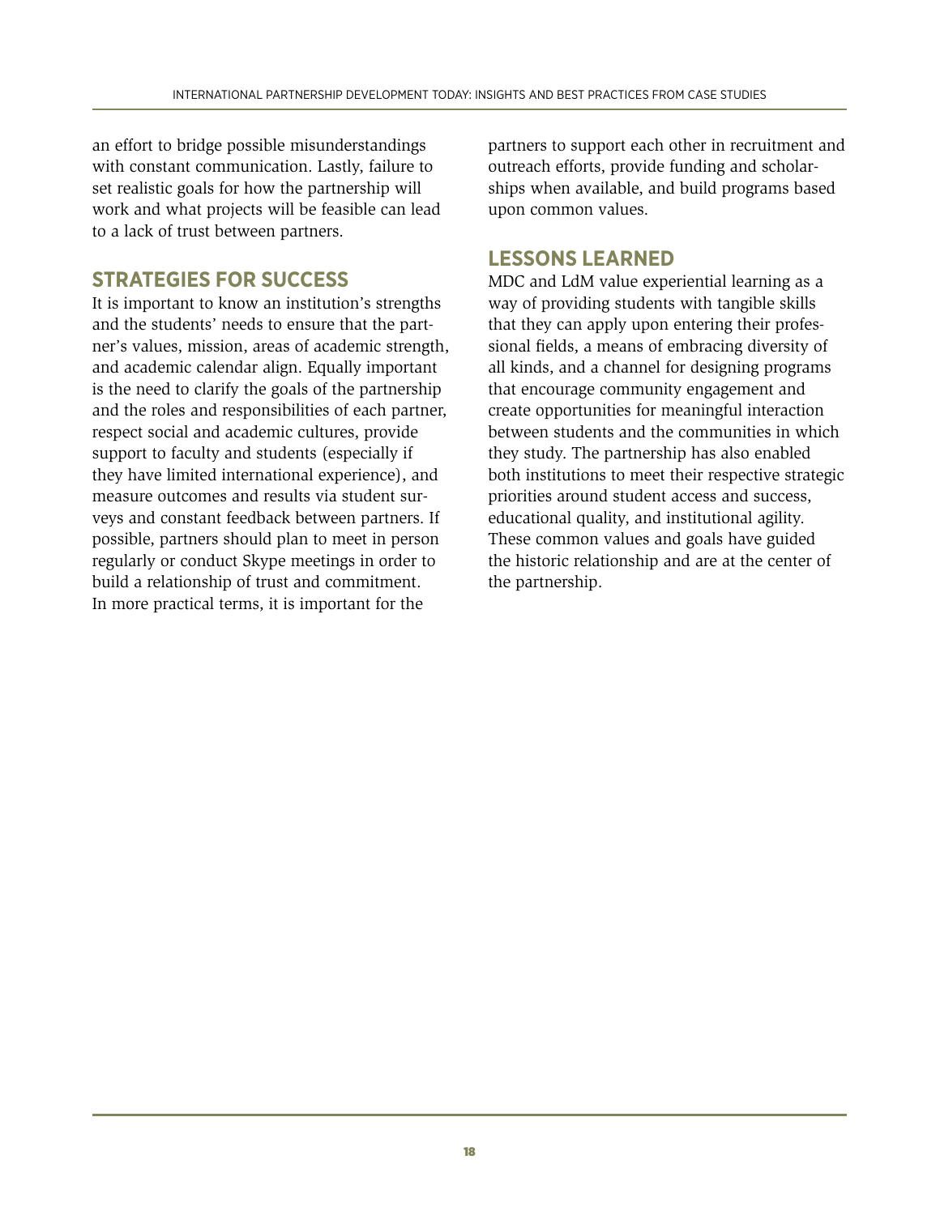an effort to bridge possible misunderstandings with constant communication. Lastly, failure to set realistic goals for how the partnership will work and what projects will be feasible can lead to a lack of trust between partners.

## STRATEGIES FOR SUCCESS

It is important to know an institution's strengths and the students' needs to ensure that the partner's values, mission, areas of academic strength, and academic calendar align. Equally important is the need to clarify the goals of the partnership and the roles and responsibilities of each partner, respect social and academic cultures, provide support to faculty and students (especially if they have limited international experience), and measure outcomes and results via student surveys and constant feedback between partners. If possible, partners should plan to meet in person regularly or conduct Skype meetings in order to build a relationship of trust and commitment. In more practical terms, it is important for the partners to support each other in recruitment and outreach efforts, provide funding and scholarships when available, and build programs based upon common values.

## LESSONS LEARNED

MDC and LdM value experiential learning as a way of providing students with tangible skills that they can apply upon entering their professional fields, a means of embracing diversity of all kinds, and a channel for designing programs that encourage community engagement and create opportunities for meaningful interaction between students and the communities in which they study. The partnership has also enabled both institutions to meet their respective strategic priorities around student access and success, educational quality, and institutional agility. These common values and goals have guided the historic relationship and are at the center of the partnership.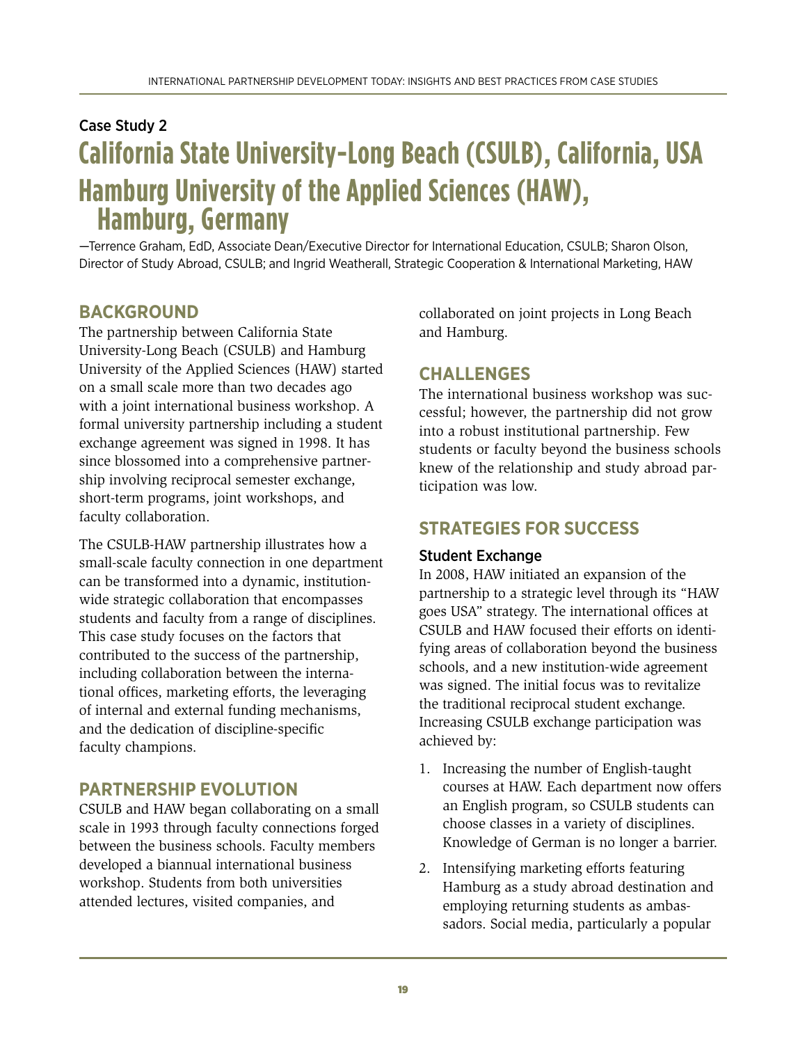Case Study 2

# California State University-Long Beach (CSULB), California, USA
# Hamburg University of the Applied Sciences (HAW), Hamburg, Germany

—Terrence Graham, EdD, Associate Dean/Executive Director for International Education, CSULB; Sharon Olson, Director of Study Abroad, CSULB; and Ingrid Weatherall, Strategic Cooperation & International Marketing, HAW

## BACKGROUND

The partnership between California State University-Long Beach (CSULB) and Hamburg University of the Applied Sciences (HAW) started on a small scale more than two decades ago with a joint international business workshop. A formal university partnership including a student exchange agreement was signed in 1998. It has since blossomed into a comprehensive partnership involving reciprocal semester exchange, short-term programs, joint workshops, and faculty collaboration.

The CSULB-HAW partnership illustrates how a small-scale faculty connection in one department can be transformed into a dynamic, institution-wide strategic collaboration that encompasses students and faculty from a range of disciplines. This case study focuses on the factors that contributed to the success of the partnership, including collaboration between the international offices, marketing efforts, the leveraging of internal and external funding mechanisms, and the dedication of discipline-specific faculty champions.

## PARTNERSHIP EVOLUTION

CSULB and HAW began collaborating on a small scale in 1993 through faculty connections forged between the business schools. Faculty members developed a biannual international business workshop. Students from both universities attended lectures, visited companies, and collaborated on joint projects in Long Beach and Hamburg.

## CHALLENGES

The international business workshop was successful; however, the partnership did not grow into a robust institutional partnership. Few students or faculty beyond the business schools knew of the relationship and study abroad participation was low.

## STRATEGIES FOR SUCCESS

### Student Exchange

In 2008, HAW initiated an expansion of the partnership to a strategic level through its "HAW goes USA" strategy. The international offices at CSULB and HAW focused their efforts on identifying areas of collaboration beyond the business schools, and a new institution-wide agreement was signed. The initial focus was to revitalize the traditional reciprocal student exchange. Increasing CSULB exchange participation was achieved by:

1. Increasing the number of English-taught courses at HAW. Each department now offers an English program, so CSULB students can choose classes in a variety of disciplines. Knowledge of German is no longer a barrier.
2. Intensifying marketing efforts featuring Hamburg as a study abroad destination and employing returning students as ambassadors. Social media, particularly a popular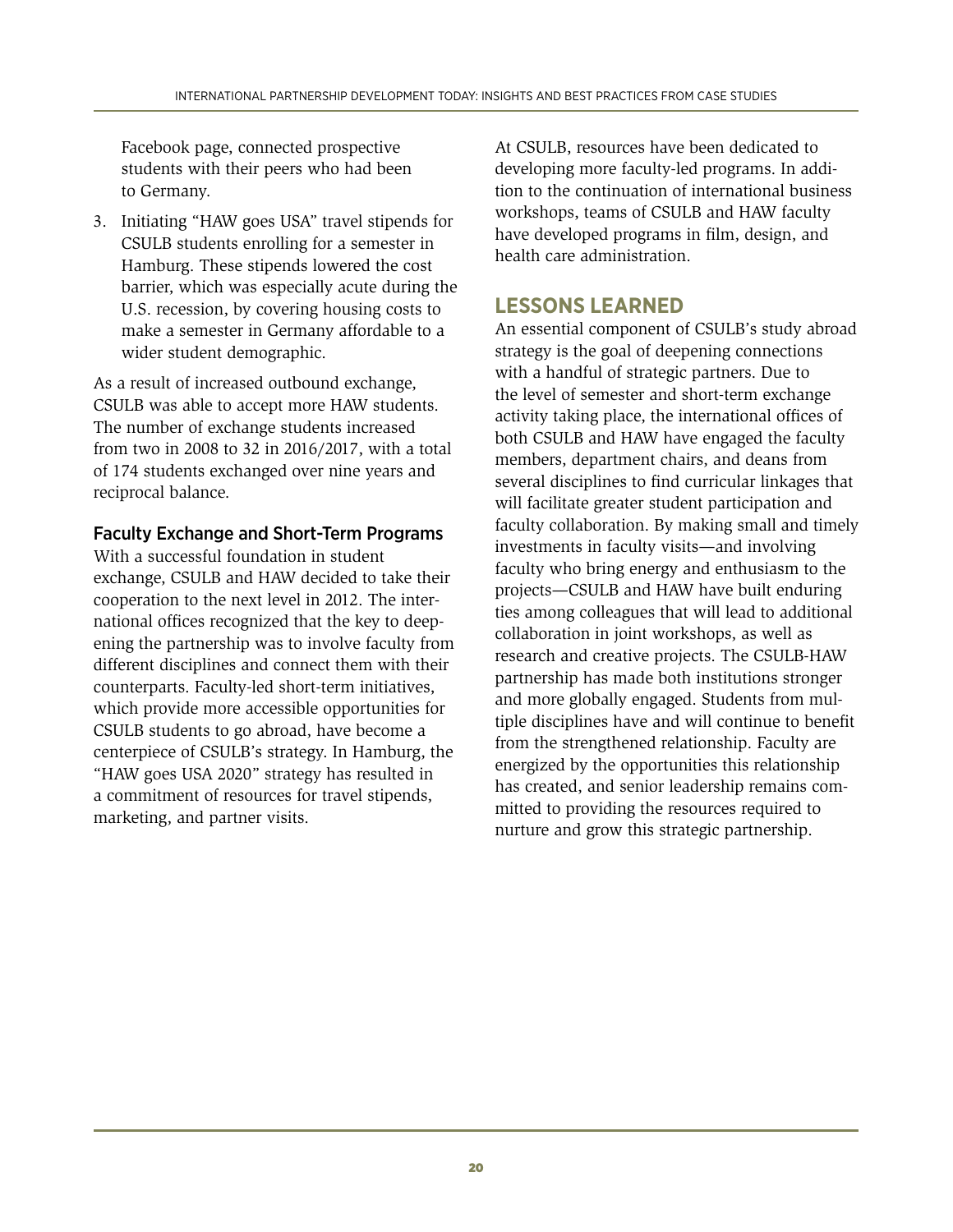Facebook page, connected prospective students with their peers who had been to Germany.

3. Initiating "HAW goes USA" travel stipends for CSULB students enrolling for a semester in Hamburg. These stipends lowered the cost barrier, which was especially acute during the U.S. recession, by covering housing costs to make a semester in Germany affordable to a wider student demographic.

As a result of increased outbound exchange, CSULB was able to accept more HAW students. The number of exchange students increased from two in 2008 to 32 in 2016/2017, with a total of 174 students exchanged over nine years and reciprocal balance.

### Faculty Exchange and Short-Term Programs

With a successful foundation in student exchange, CSULB and HAW decided to take their cooperation to the next level in 2012. The international offices recognized that the key to deepening the partnership was to involve faculty from different disciplines and connect them with their counterparts. Faculty-led short-term initiatives, which provide more accessible opportunities for CSULB students to go abroad, have become a centerpiece of CSULB's strategy. In Hamburg, the "HAW goes USA 2020" strategy has resulted in a commitment of resources for travel stipends, marketing, and partner visits.

At CSULB, resources have been dedicated to developing more faculty-led programs. In addition to the continuation of international business workshops, teams of CSULB and HAW faculty have developed programs in film, design, and health care administration.

## LESSONS LEARNED

An essential component of CSULB's study abroad strategy is the goal of deepening connections with a handful of strategic partners. Due to the level of semester and short-term exchange activity taking place, the international offices of both CSULB and HAW have engaged the faculty members, department chairs, and deans from several disciplines to find curricular linkages that will facilitate greater student participation and faculty collaboration. By making small and timely investments in faculty visits—and involving faculty who bring energy and enthusiasm to the projects—CSULB and HAW have built enduring ties among colleagues that will lead to additional collaboration in joint workshops, as well as research and creative projects. The CSULB-HAW partnership has made both institutions stronger and more globally engaged. Students from multiple disciplines have and will continue to benefit from the strengthened relationship. Faculty are energized by the opportunities this relationship has created, and senior leadership remains committed to providing the resources required to nurture and grow this strategic partnership.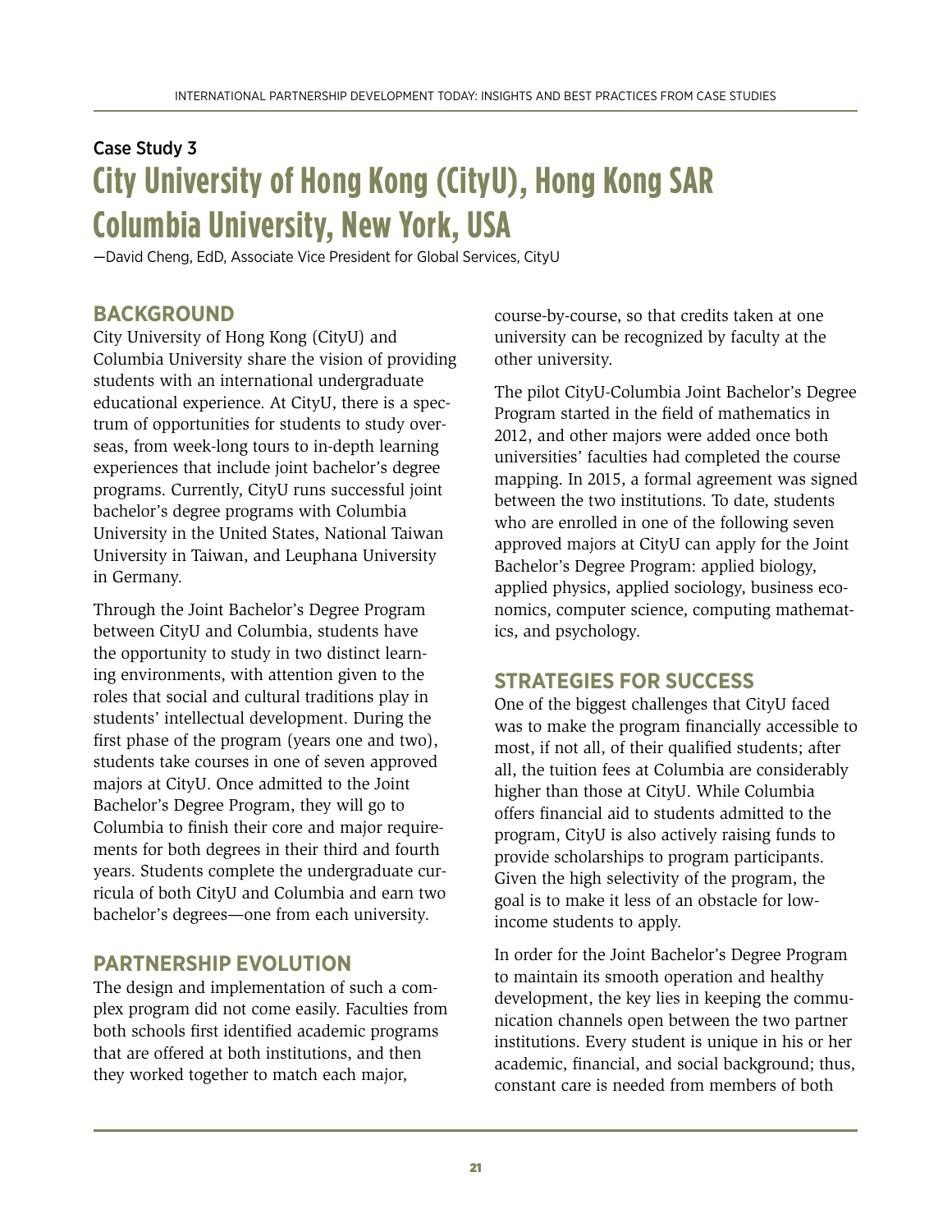Case Study 3

# City University of Hong Kong (CityU), Hong Kong SAR Columbia University, New York, USA

—David Cheng, EdD, Associate Vice President for Global Services, CityU

## BACKGROUND

City University of Hong Kong (CityU) and Columbia University share the vision of providing students with an international undergraduate educational experience. At CityU, there is a spectrum of opportunities for students to study overseas, from week-long tours to in-depth learning experiences that include joint bachelor's degree programs. Currently, CityU runs successful joint bachelor's degree programs with Columbia University in the United States, National Taiwan University in Taiwan, and Leuphana University in Germany.

Through the Joint Bachelor's Degree Program between CityU and Columbia, students have the opportunity to study in two distinct learning environments, with attention given to the roles that social and cultural traditions play in students' intellectual development. During the first phase of the program (years one and two), students take courses in one of seven approved majors at CityU. Once admitted to the Joint Bachelor's Degree Program, they will go to Columbia to finish their core and major requirements for both degrees in their third and fourth years. Students complete the undergraduate curricula of both CityU and Columbia and earn two bachelor's degrees—one from each university.

## PARTNERSHIP EVOLUTION

The design and implementation of such a complex program did not come easily. Faculties from both schools first identified academic programs that are offered at both institutions, and then they worked together to match each major, course-by-course, so that credits taken at one university can be recognized by faculty at the other university.

The pilot CityU-Columbia Joint Bachelor's Degree Program started in the field of mathematics in 2012, and other majors were added once both universities' faculties had completed the course mapping. In 2015, a formal agreement was signed between the two institutions. To date, students who are enrolled in one of the following seven approved majors at CityU can apply for the Joint Bachelor's Degree Program: applied biology, applied physics, applied sociology, business economics, computer science, computing mathematics, and psychology.

## STRATEGIES FOR SUCCESS

One of the biggest challenges that CityU faced was to make the program financially accessible to most, if not all, of their qualified students; after all, the tuition fees at Columbia are considerably higher than those at CityU. While Columbia offers financial aid to students admitted to the program, CityU is also actively raising funds to provide scholarships to program participants. Given the high selectivity of the program, the goal is to make it less of an obstacle for low-income students to apply.

In order for the Joint Bachelor's Degree Program to maintain its smooth operation and healthy development, the key lies in keeping the communication channels open between the two partner institutions. Every student is unique in his or her academic, financial, and social background; thus, constant care is needed from members of both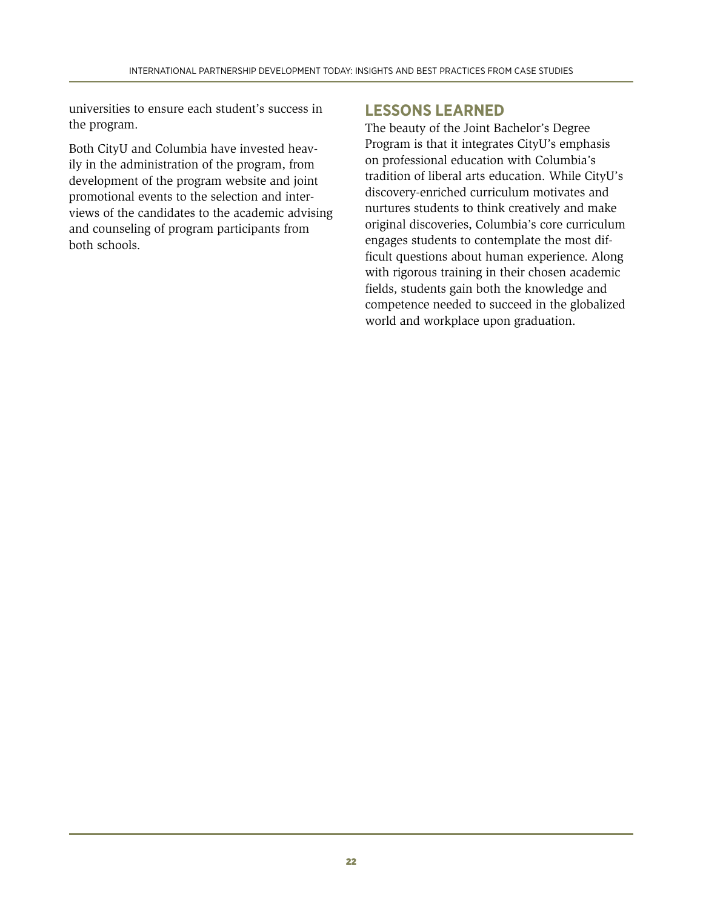universities to ensure each student's success in the program.

Both CityU and Columbia have invested heavily in the administration of the program, from development of the program website and joint promotional events to the selection and interviews of the candidates to the academic advising and counseling of program participants from both schools.

## LESSONS LEARNED

The beauty of the Joint Bachelor's Degree Program is that it integrates CityU's emphasis on professional education with Columbia's tradition of liberal arts education. While CityU's discovery-enriched curriculum motivates and nurtures students to think creatively and make original discoveries, Columbia's core curriculum engages students to contemplate the most difficult questions about human experience. Along with rigorous training in their chosen academic fields, students gain both the knowledge and competence needed to succeed in the globalized world and workplace upon graduation.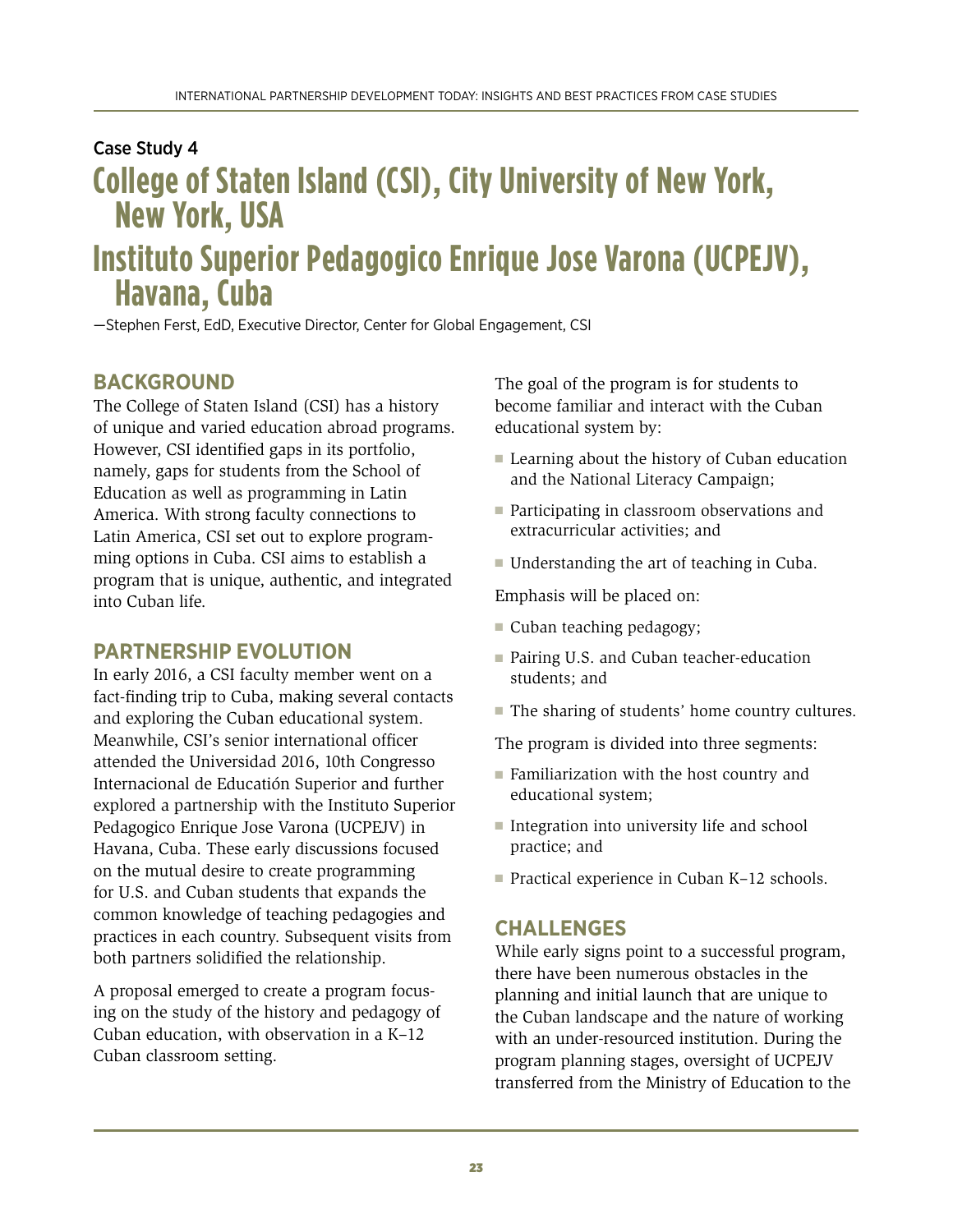Case Study 4

# College of Staten Island (CSI), City University of New York, New York, USA
# Instituto Superior Pedagogico Enrique Jose Varona (UCPEJV), Havana, Cuba

—Stephen Ferst, EdD, Executive Director, Center for Global Engagement, CSI

## BACKGROUND

The College of Staten Island (CSI) has a history of unique and varied education abroad programs. However, CSI identified gaps in its portfolio, namely, gaps for students from the School of Education as well as programming in Latin America. With strong faculty connections to Latin America, CSI set out to explore programming options in Cuba. CSI aims to establish a program that is unique, authentic, and integrated into Cuban life.

## PARTNERSHIP EVOLUTION

In early 2016, a CSI faculty member went on a fact-finding trip to Cuba, making several contacts and exploring the Cuban educational system. Meanwhile, CSI's senior international officer attended the Universidad 2016, 10th Congresso Internacional de Edutación Superior and further explored a partnership with the Instituto Superior Pedagogico Enrique Jose Varona (UCPEJV) in Havana, Cuba. These early discussions focused on the mutual desire to create programming for U.S. and Cuban students that expands the common knowledge of teaching pedagogies and practices in each country. Subsequent visits from both partners solidified the relationship.

A proposal emerged to create a program focusing on the study of the history and pedagogy of Cuban education, with observation in a K–12 Cuban classroom setting.

The goal of the program is for students to become familiar and interact with the Cuban educational system by:

- Learning about the history of Cuban education and the National Literacy Campaign;
- Participating in classroom observations and extracurricular activities; and
- Understanding the art of teaching in Cuba.

Emphasis will be placed on:

- Cuban teaching pedagogy;
- Pairing U.S. and Cuban teacher-education students; and
- The sharing of students' home country cultures.

The program is divided into three segments:

- Familiarization with the host country and educational system;
- Integration into university life and school practice; and
- Practical experience in Cuban K–12 schools.

## CHALLENGES

While early signs point to a successful program, there have been numerous obstacles in the planning and initial launch that are unique to the Cuban landscape and the nature of working with an under-resourced institution. During the program planning stages, oversight of UCPEJV transferred from the Ministry of Education to the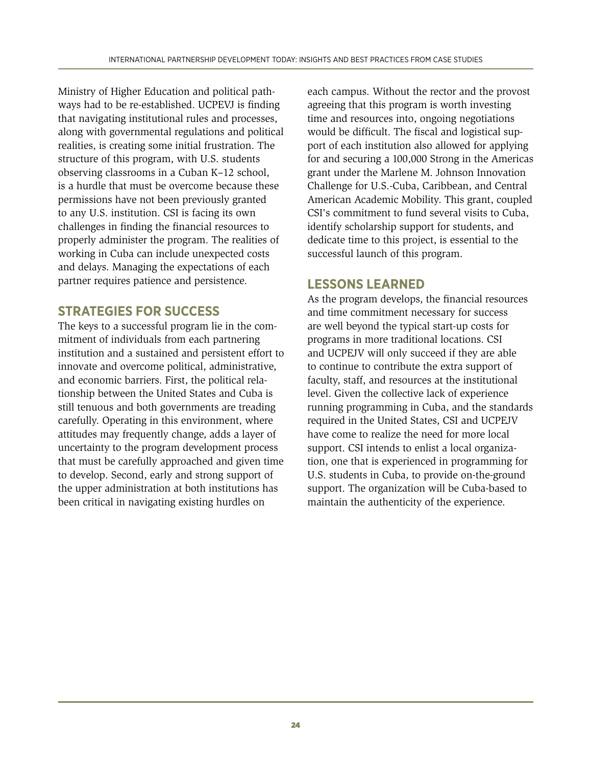Ministry of Higher Education and political pathways had to be re-established. UCPEVJ is finding that navigating institutional rules and processes, along with governmental regulations and political realities, is creating some initial frustration. The structure of this program, with U.S. students observing classrooms in a Cuban K–12 school, is a hurdle that must be overcome because these permissions have not been previously granted to any U.S. institution. CSI is facing its own challenges in finding the financial resources to properly administer the program. The realities of working in Cuba can include unexpected costs and delays. Managing the expectations of each partner requires patience and persistence.

## STRATEGIES FOR SUCCESS

The keys to a successful program lie in the commitment of individuals from each partnering institution and a sustained and persistent effort to innovate and overcome political, administrative, and economic barriers. First, the political relationship between the United States and Cuba is still tenuous and both governments are treading carefully. Operating in this environment, where attitudes may frequently change, adds a layer of uncertainty to the program development process that must be carefully approached and given time to develop. Second, early and strong support of the upper administration at both institutions has been critical in navigating existing hurdles on each campus. Without the rector and the provost agreeing that this program is worth investing time and resources into, ongoing negotiations would be difficult. The fiscal and logistical support of each institution also allowed for applying for and securing a 100,000 Strong in the Americas grant under the Marlene M. Johnson Innovation Challenge for U.S.-Cuba, Caribbean, and Central American Academic Mobility. This grant, coupled CSI's commitment to fund several visits to Cuba, identify scholarship support for students, and dedicate time to this project, is essential to the successful launch of this program.

## LESSONS LEARNED

As the program develops, the financial resources and time commitment necessary for success are well beyond the typical start-up costs for programs in more traditional locations. CSI and UCPEJV will only succeed if they are able to continue to contribute the extra support of faculty, staff, and resources at the institutional level. Given the collective lack of experience running programming in Cuba, and the standards required in the United States, CSI and UCPEJV have come to realize the need for more local support. CSI intends to enlist a local organization, one that is experienced in programming for U.S. students in Cuba, to provide on-the-ground support. The organization will be Cuba-based to maintain the authenticity of the experience.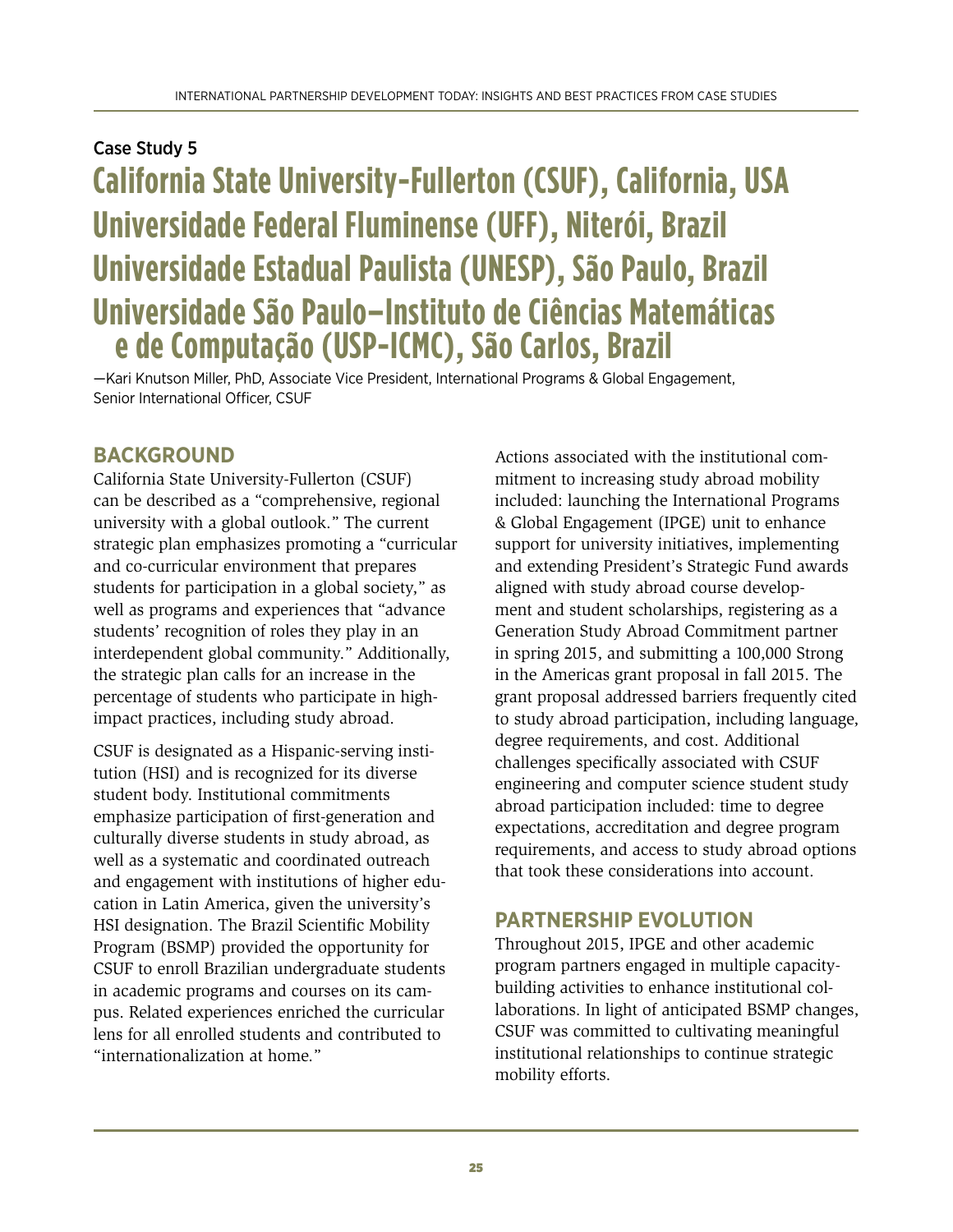Case Study 5

# California State University-Fullerton (CSUF), California, USA
# Universidade Federal Fluminense (UFF), Niterói, Brazil
# Universidade Estadual Paulista (UNESP), São Paulo, Brazil
# Universidade São Paulo—Instituto de Ciências Matemáticas e de Computação (USP-ICMC), São Carlos, Brazil

—Kari Knutson Miller, PhD, Associate Vice President, International Programs & Global Engagement, Senior International Officer, CSUF

## BACKGROUND

California State University-Fullerton (CSUF) can be described as a "comprehensive, regional university with a global outlook." The current strategic plan emphasizes promoting a "curricular and co-curricular environment that prepares students for participation in a global society," as well as programs and experiences that "advance students' recognition of roles they play in an interdependent global community." Additionally, the strategic plan calls for an increase in the percentage of students who participate in high-impact practices, including study abroad.

CSUF is designated as a Hispanic-serving institution (HSI) and is recognized for its diverse student body. Institutional commitments emphasize participation of first-generation and culturally diverse students in study abroad, as well as a systematic and coordinated outreach and engagement with institutions of higher education in Latin America, given the university's HSI designation. The Brazil Scientific Mobility Program (BSMP) provided the opportunity for CSUF to enroll Brazilian undergraduate students in academic programs and courses on its campus. Related experiences enriched the curricular lens for all enrolled students and contributed to "internationalization at home."

Actions associated with the institutional commitment to increasing study abroad mobility included: launching the International Programs & Global Engagement (IPGE) unit to enhance support for university initiatives, implementing and extending President's Strategic Fund awards aligned with study abroad course development and student scholarships, registering as a Generation Study Abroad Commitment partner in spring 2015, and submitting a 100,000 Strong in the Americas grant proposal in fall 2015. The grant proposal addressed barriers frequently cited to study abroad participation, including language, degree requirements, and cost. Additional challenges specifically associated with CSUF engineering and computer science student study abroad participation included: time to degree expectations, accreditation and degree program requirements, and access to study abroad options that took these considerations into account.

## PARTNERSHIP EVOLUTION

Throughout 2015, IPGE and other academic program partners engaged in multiple capacity-building activities to enhance institutional collaborations. In light of anticipated BSMP changes, CSUF was committed to cultivating meaningful institutional relationships to continue strategic mobility efforts.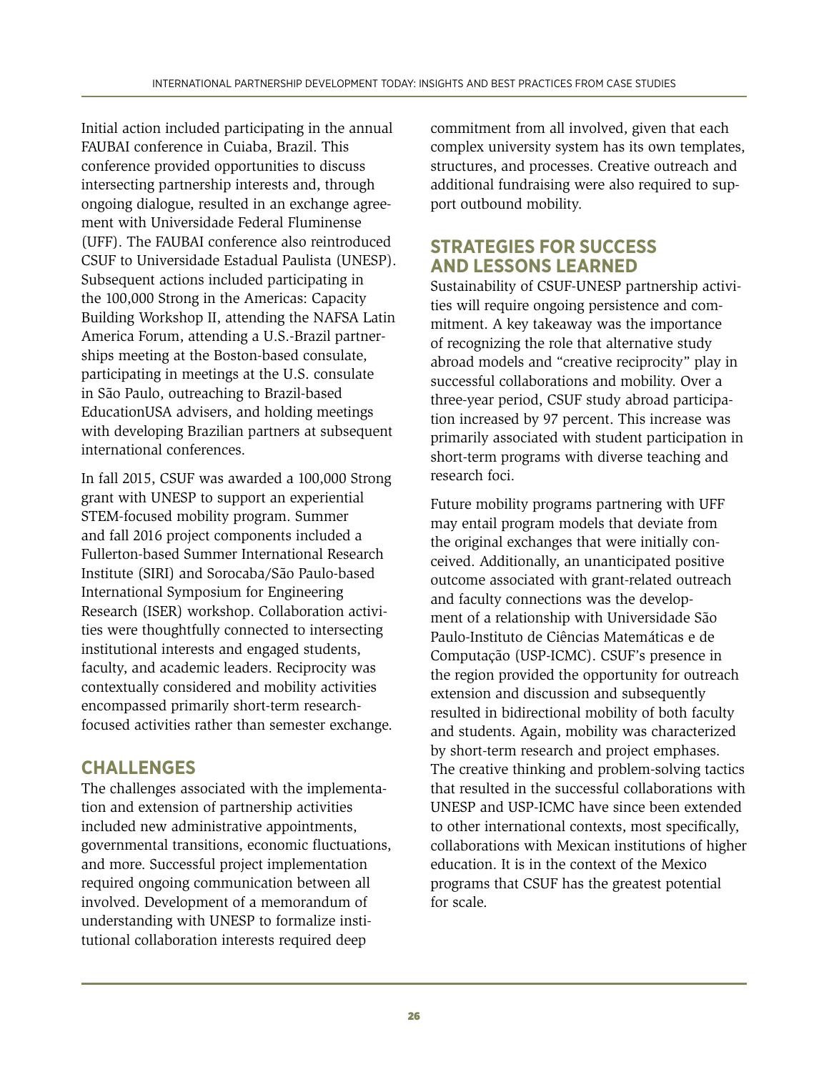Initial action included participating in the annual FAUBAI conference in Cuiaba, Brazil. This conference provided opportunities to discuss intersecting partnership interests and, through ongoing dialogue, resulted in an exchange agreement with Universidade Federal Fluminense (UFF). The FAUBAI conference also reintroduced CSUF to Universidade Estadual Paulista (UNESP). Subsequent actions included participating in the 100,000 Strong in the Americas: Capacity Building Workshop II, attending the NAFSA Latin America Forum, attending a U.S.-Brazil partnerships meeting at the Boston-based consulate, participating in meetings at the U.S. consulate in São Paulo, outreaching to Brazil-based EducationUSA advisers, and holding meetings with developing Brazilian partners at subsequent international conferences.

In fall 2015, CSUF was awarded a 100,000 Strong grant with UNESP to support an experiential STEM-focused mobility program. Summer and fall 2016 project components included a Fullerton-based Summer International Research Institute (SIRI) and Sorocaba/São Paulo-based International Symposium for Engineering Research (ISER) workshop. Collaboration activities were thoughtfully connected to intersecting institutional interests and engaged students, faculty, and academic leaders. Reciprocity was contextually considered and mobility activities encompassed primarily short-term research-focused activities rather than semester exchange.

## CHALLENGES

The challenges associated with the implementation and extension of partnership activities included new administrative appointments, governmental transitions, economic fluctuations, and more. Successful project implementation required ongoing communication between all involved. Development of a memorandum of understanding with UNESP to formalize institutional collaboration interests required deep commitment from all involved, given that each complex university system has its own templates, structures, and processes. Creative outreach and additional fundraising were also required to support outbound mobility.

## STRATEGIES FOR SUCCESS AND LESSONS LEARNED

Sustainability of CSUF-UNESP partnership activities will require ongoing persistence and commitment. A key takeaway was the importance of recognizing the role that alternative study abroad models and "creative reciprocity" play in successful collaborations and mobility. Over a three-year period, CSUF study abroad participation increased by 97 percent. This increase was primarily associated with student participation in short-term programs with diverse teaching and research foci.

Future mobility programs partnering with UFF may entail program models that deviate from the original exchanges that were initially conceived. Additionally, an unanticipated positive outcome associated with grant-related outreach and faculty connections was the development of a relationship with Universidade São Paulo-Instituto de Ciências Matemáticas e de Computação (USP-ICMC). CSUF's presence in the region provided the opportunity for outreach extension and discussion and subsequently resulted in bidirectional mobility of both faculty and students. Again, mobility was characterized by short-term research and project emphases. The creative thinking and problem-solving tactics that resulted in the successful collaborations with UNESP and USP-ICMC have since been extended to other international contexts, most specifically, collaborations with Mexican institutions of higher education. It is in the context of the Mexico programs that CSUF has the greatest potential for scale.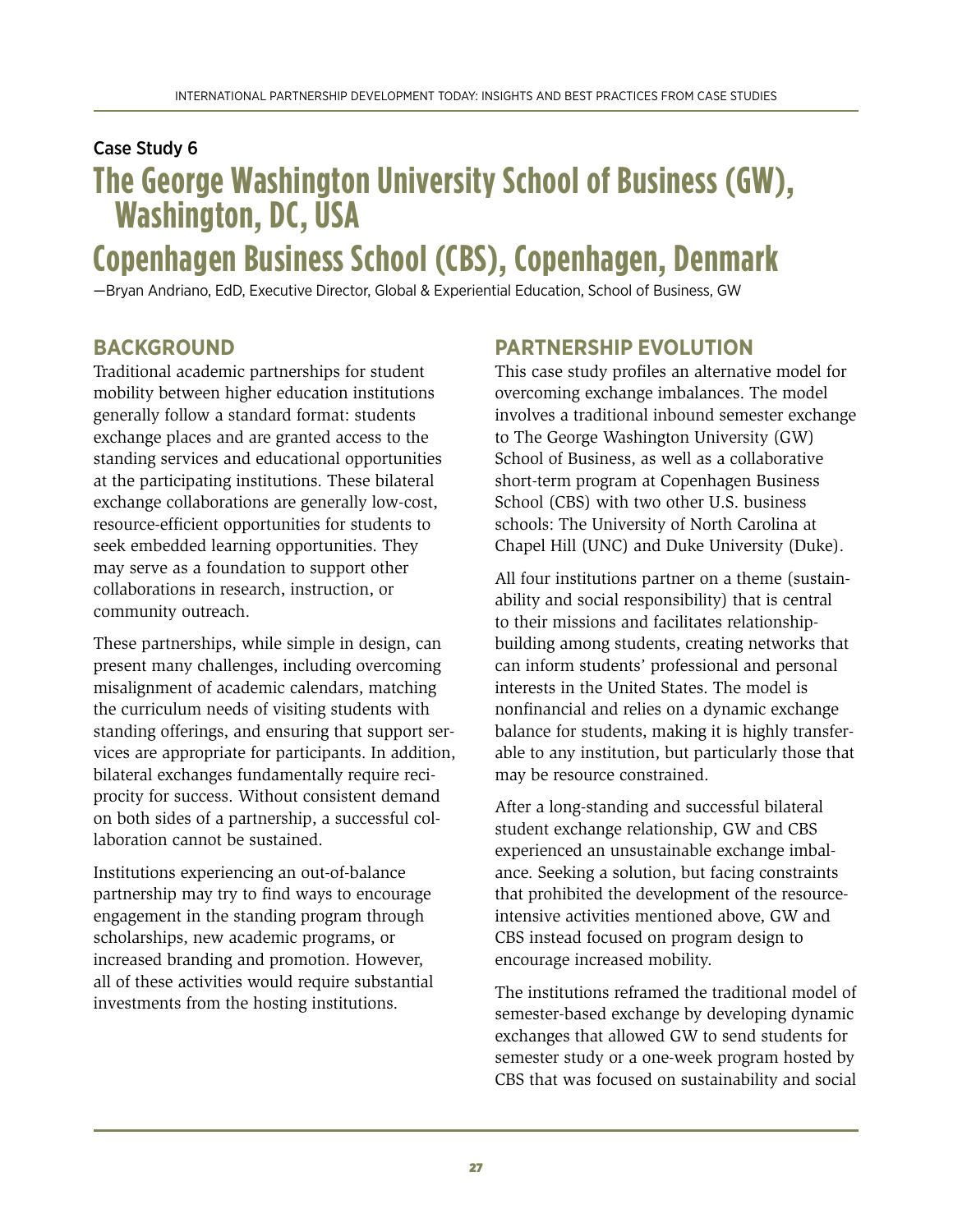Case Study 6

# The George Washington University School of Business (GW), Washington, DC, USA

# Copenhagen Business School (CBS), Copenhagen, Denmark

—Bryan Andriano, EdD, Executive Director, Global & Experiential Education, School of Business, GW

## BACKGROUND

Traditional academic partnerships for student mobility between higher education institutions generally follow a standard format: students exchange places and are granted access to the standing services and educational opportunities at the participating institutions. These bilateral exchange collaborations are generally low-cost, resource-efficient opportunities for students to seek embedded learning opportunities. They may serve as a foundation to support other collaborations in research, instruction, or community outreach.

These partnerships, while simple in design, can present many challenges, including overcoming misalignment of academic calendars, matching the curriculum needs of visiting students with standing offerings, and ensuring that support services are appropriate for participants. In addition, bilateral exchanges fundamentally require reciprocity for success. Without consistent demand on both sides of a partnership, a successful collaboration cannot be sustained.

Institutions experiencing an out-of-balance partnership may try to find ways to encourage engagement in the standing program through scholarships, new academic programs, or increased branding and promotion. However, all of these activities would require substantial investments from the hosting institutions.

## PARTNERSHIP EVOLUTION

This case study profiles an alternative model for overcoming exchange imbalances. The model involves a traditional inbound semester exchange to The George Washington University (GW) School of Business, as well as a collaborative short-term program at Copenhagen Business School (CBS) with two other U.S. business schools: The University of North Carolina at Chapel Hill (UNC) and Duke University (Duke).

All four institutions partner on a theme (sustainability and social responsibility) that is central to their missions and facilitates relationship-building among students, creating networks that can inform students' professional and personal interests in the United States. The model is nonfinancial and relies on a dynamic exchange balance for students, making it is highly transferable to any institution, but particularly those that may be resource constrained.

After a long-standing and successful bilateral student exchange relationship, GW and CBS experienced an unsustainable exchange imbalance. Seeking a solution, but facing constraints that prohibited the development of the resource-intensive activities mentioned above, GW and CBS instead focused on program design to encourage increased mobility.

The institutions reframed the traditional model of semester-based exchange by developing dynamic exchanges that allowed GW to send students for semester study or a one-week program hosted by CBS that was focused on sustainability and social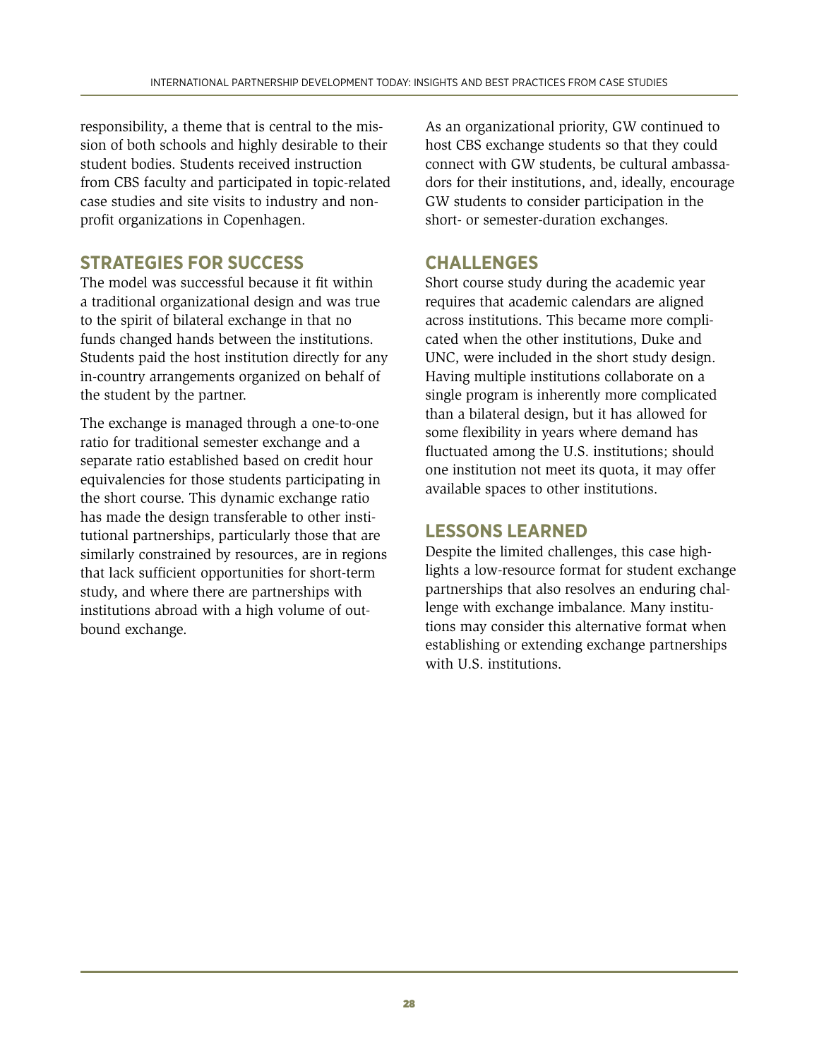responsibility, a theme that is central to the mission of both schools and highly desirable to their student bodies. Students received instruction from CBS faculty and participated in topic-related case studies and site visits to industry and nonprofit organizations in Copenhagen.

## STRATEGIES FOR SUCCESS

The model was successful because it fit within a traditional organizational design and was true to the spirit of bilateral exchange in that no funds changed hands between the institutions. Students paid the host institution directly for any in-country arrangements organized on behalf of the student by the partner.

The exchange is managed through a one-to-one ratio for traditional semester exchange and a separate ratio established based on credit hour equivalencies for those students participating in the short course. This dynamic exchange ratio has made the design transferable to other institutional partnerships, particularly those that are similarly constrained by resources, are in regions that lack sufficient opportunities for short-term study, and where there are partnerships with institutions abroad with a high volume of outbound exchange.

As an organizational priority, GW continued to host CBS exchange students so that they could connect with GW students, be cultural ambassadors for their institutions, and, ideally, encourage GW students to consider participation in the short- or semester-duration exchanges.

## CHALLENGES

Short course study during the academic year requires that academic calendars are aligned across institutions. This became more complicated when the other institutions, Duke and UNC, were included in the short study design. Having multiple institutions collaborate on a single program is inherently more complicated than a bilateral design, but it has allowed for some flexibility in years where demand has fluctuated among the U.S. institutions; should one institution not meet its quota, it may offer available spaces to other institutions.

## LESSONS LEARNED

Despite the limited challenges, this case highlights a low-resource format for student exchange partnerships that also resolves an enduring challenge with exchange imbalance. Many institutions may consider this alternative format when establishing or extending exchange partnerships with U.S. institutions.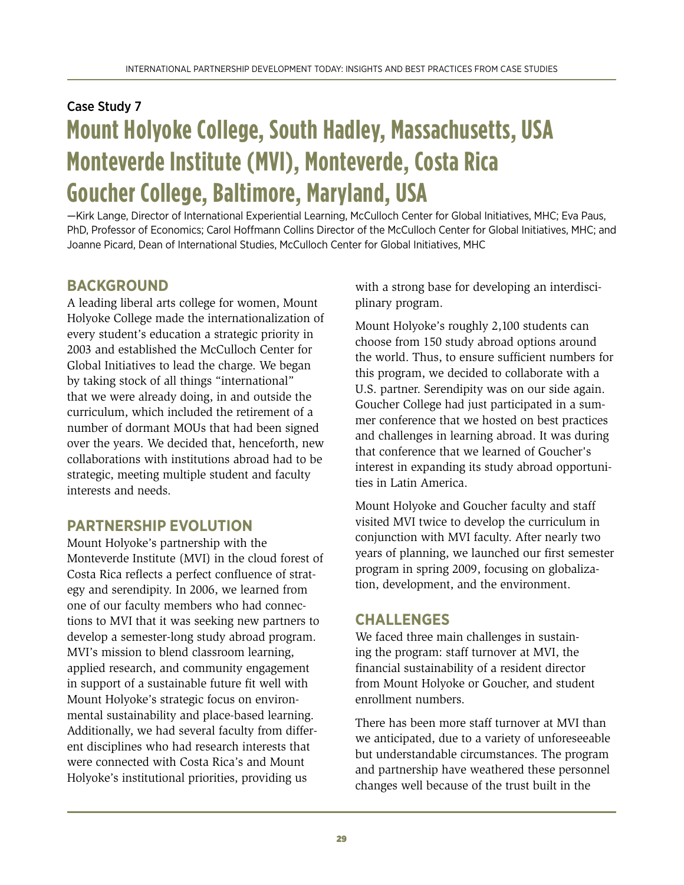Case Study 7

# Mount Holyoke College, South Hadley, Massachusetts, USA Monteverde Institute (MVI), Monteverde, Costa Rica Goucher College, Baltimore, Maryland, USA

—Kirk Lange, Director of International Experiential Learning, McCulloch Center for Global Initiatives, MHC; Eva Paus, PhD, Professor of Economics; Carol Hoffmann Collins Director of the McCulloch Center for Global Initiatives, MHC; and Joanne Picard, Dean of International Studies, McCulloch Center for Global Initiatives, MHC

## BACKGROUND

A leading liberal arts college for women, Mount Holyoke College made the internationalization of every student's education a strategic priority in 2003 and established the McCulloch Center for Global Initiatives to lead the charge. We began by taking stock of all things "international" that we were already doing, in and outside the curriculum, which included the retirement of a number of dormant MOUs that had been signed over the years. We decided that, henceforth, new collaborations with institutions abroad had to be strategic, meeting multiple student and faculty interests and needs.

## PARTNERSHIP EVOLUTION

Mount Holyoke's partnership with the Monteverde Institute (MVI) in the cloud forest of Costa Rica reflects a perfect confluence of strategy and serendipity. In 2006, we learned from one of our faculty members who had connections to MVI that it was seeking new partners to develop a semester-long study abroad program. MVI's mission to blend classroom learning, applied research, and community engagement in support of a sustainable future fit well with Mount Holyoke's strategic focus on environmental sustainability and place-based learning. Additionally, we had several faculty from different disciplines who had research interests that were connected with Costa Rica's and Mount Holyoke's institutional priorities, providing us with a strong base for developing an interdisciplinary program.

Mount Holyoke's roughly 2,100 students can choose from 150 study abroad options around the world. Thus, to ensure sufficient numbers for this program, we decided to collaborate with a U.S. partner. Serendipity was on our side again. Goucher College had just participated in a summer conference that we hosted on best practices and challenges in learning abroad. It was during that conference that we learned of Goucher's interest in expanding its study abroad opportunities in Latin America.

Mount Holyoke and Goucher faculty and staff visited MVI twice to develop the curriculum in conjunction with MVI faculty. After nearly two years of planning, we launched our first semester program in spring 2009, focusing on globalization, development, and the environment.

## CHALLENGES

We faced three main challenges in sustaining the program: staff turnover at MVI, the financial sustainability of a resident director from Mount Holyoke or Goucher, and student enrollment numbers.

There has been more staff turnover at MVI than we anticipated, due to a variety of unforeseeable but understandable circumstances. The program and partnership have weathered these personnel changes well because of the trust built in the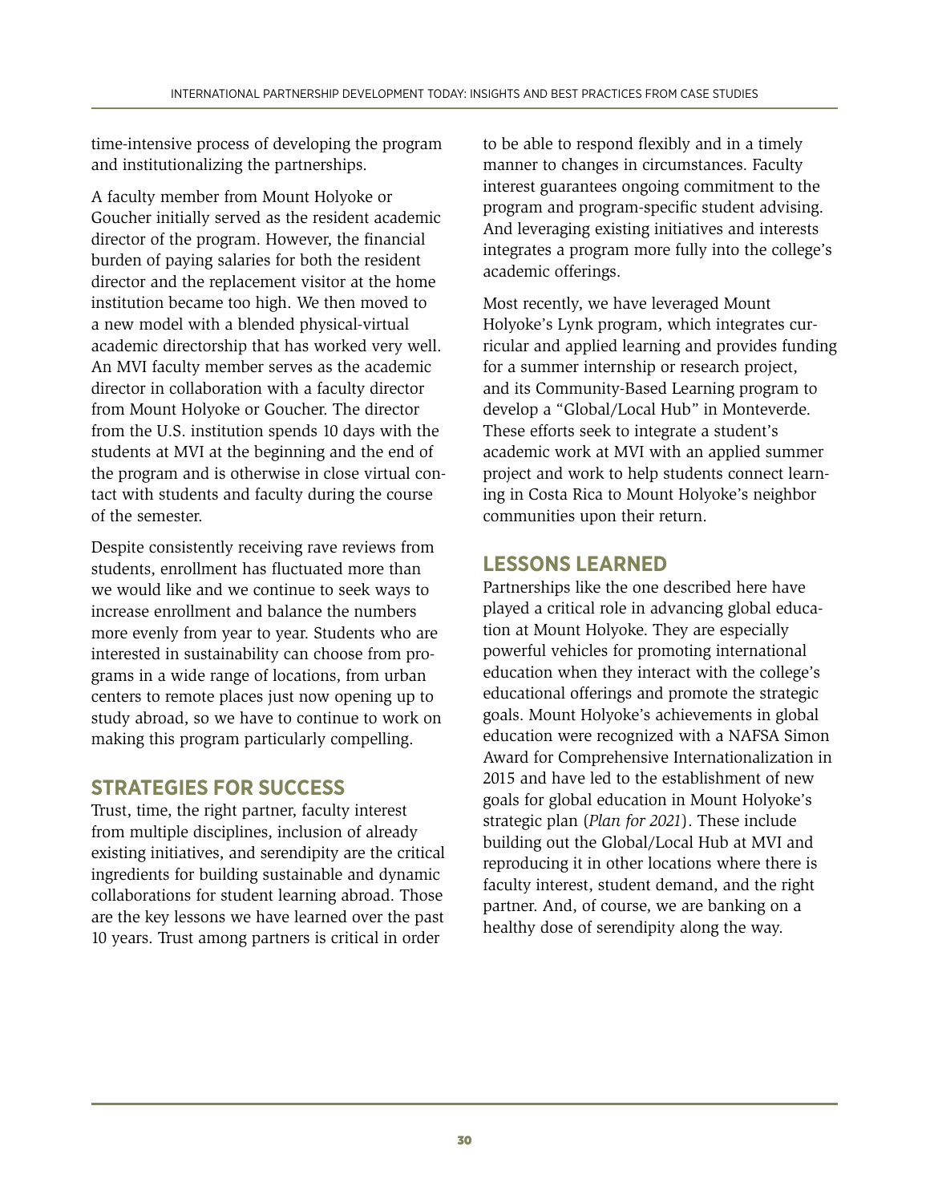time-intensive process of developing the program and institutionalizing the partnerships.

A faculty member from Mount Holyoke or Goucher initially served as the resident academic director of the program. However, the financial burden of paying salaries for both the resident director and the replacement visitor at the home institution became too high. We then moved to a new model with a blended physical-virtual academic directorship that has worked very well. An MVI faculty member serves as the academic director in collaboration with a faculty director from Mount Holyoke or Goucher. The director from the U.S. institution spends 10 days with the students at MVI at the beginning and the end of the program and is otherwise in close virtual contact with students and faculty during the course of the semester.

Despite consistently receiving rave reviews from students, enrollment has fluctuated more than we would like and we continue to seek ways to increase enrollment and balance the numbers more evenly from year to year. Students who are interested in sustainability can choose from programs in a wide range of locations, from urban centers to remote places just now opening up to study abroad, so we have to continue to work on making this program particularly compelling.

## STRATEGIES FOR SUCCESS

Trust, time, the right partner, faculty interest from multiple disciplines, inclusion of already existing initiatives, and serendipity are the critical ingredients for building sustainable and dynamic collaborations for student learning abroad. Those are the key lessons we have learned over the past 10 years. Trust among partners is critical in order to be able to respond flexibly and in a timely manner to changes in circumstances. Faculty interest guarantees ongoing commitment to the program and program-specific student advising. And leveraging existing initiatives and interests integrates a program more fully into the college's academic offerings.

Most recently, we have leveraged Mount Holyoke's Lynk program, which integrates curricular and applied learning and provides funding for a summer internship or research project, and its Community-Based Learning program to develop a "Global/Local Hub" in Monteverde. These efforts seek to integrate a student's academic work at MVI with an applied summer project and work to help students connect learning in Costa Rica to Mount Holyoke's neighbor communities upon their return.

## LESSONS LEARNED

Partnerships like the one described here have played a critical role in advancing global education at Mount Holyoke. They are especially powerful vehicles for promoting international education when they interact with the college's educational offerings and promote the strategic goals. Mount Holyoke's achievements in global education were recognized with a NAFSA Simon Award for Comprehensive Internationalization in 2015 and have led to the establishment of new goals for global education in Mount Holyoke's strategic plan (*Plan for 2021*). These include building out the Global/Local Hub at MVI and reproducing it in other locations where there is faculty interest, student demand, and the right partner. And, of course, we are banking on a healthy dose of serendipity along the way.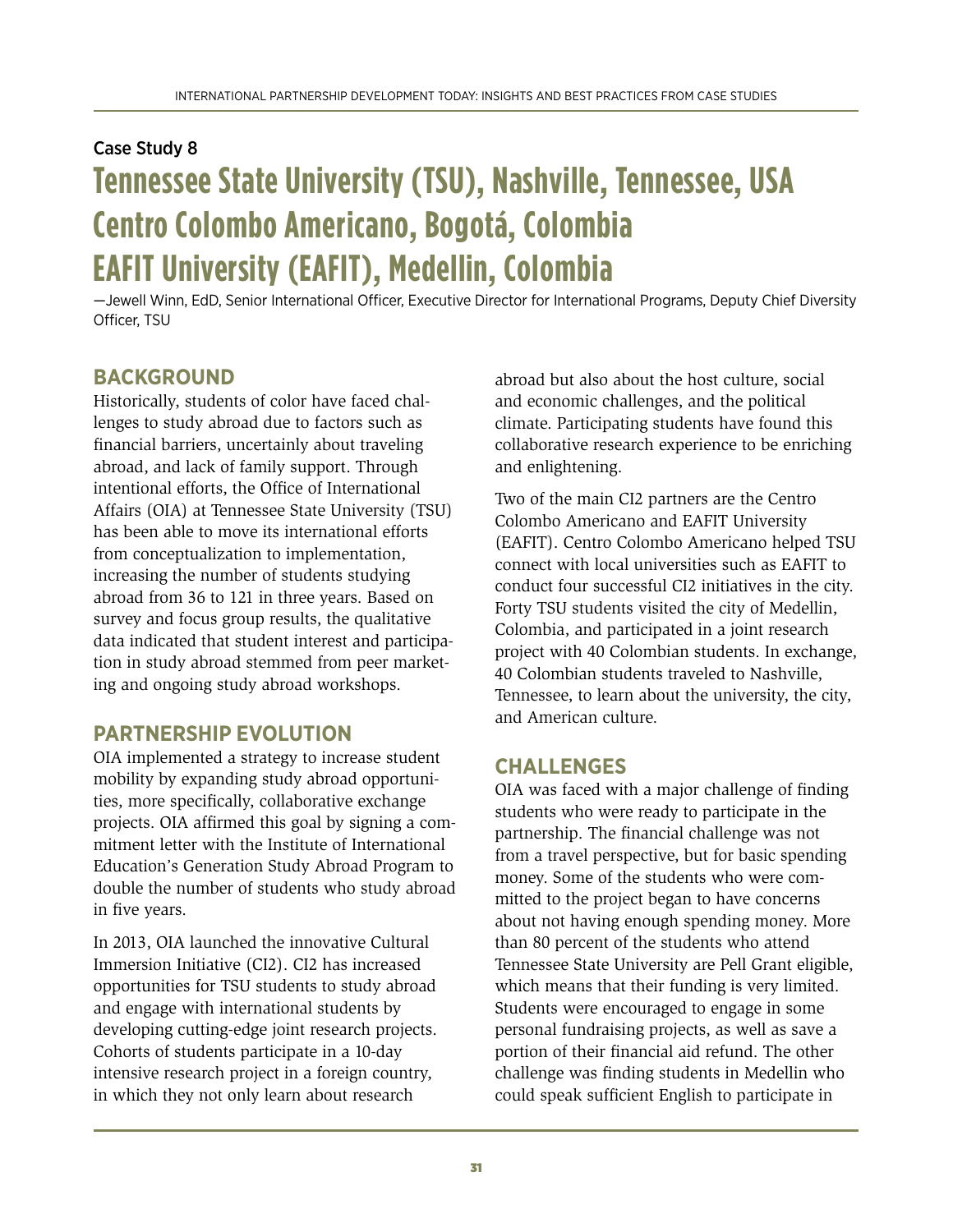Case Study 8

# Tennessee State University (TSU), Nashville, Tennessee, USA
# Centro Colombo Americano, Bogotá, Colombia
# EAFIT University (EAFIT), Medellin, Colombia

—Jewell Winn, EdD, Senior International Officer, Executive Director for International Programs, Deputy Chief Diversity Officer, TSU

## BACKGROUND

Historically, students of color have faced challenges to study abroad due to factors such as financial barriers, uncertainly about traveling abroad, and lack of family support. Through intentional efforts, the Office of International Affairs (OIA) at Tennessee State University (TSU) has been able to move its international efforts from conceptualization to implementation, increasing the number of students studying abroad from 36 to 121 in three years. Based on survey and focus group results, the qualitative data indicated that student interest and participation in study abroad stemmed from peer marketing and ongoing study abroad workshops.

## PARTNERSHIP EVOLUTION

OIA implemented a strategy to increase student mobility by expanding study abroad opportunities, more specifically, collaborative exchange projects. OIA affirmed this goal by signing a commitment letter with the Institute of International Education's Generation Study Abroad Program to double the number of students who study abroad in five years.

In 2013, OIA launched the innovative Cultural Immersion Initiative (CI2). CI2 has increased opportunities for TSU students to study abroad and engage with international students by developing cutting-edge joint research projects. Cohorts of students participate in a 10-day intensive research project in a foreign country, in which they not only learn about research abroad but also about the host culture, social and economic challenges, and the political climate. Participating students have found this collaborative research experience to be enriching and enlightening.

Two of the main CI2 partners are the Centro Colombo Americano and EAFIT University (EAFIT). Centro Colombo Americano helped TSU connect with local universities such as EAFIT to conduct four successful CI2 initiatives in the city. Forty TSU students visited the city of Medellin, Colombia, and participated in a joint research project with 40 Colombian students. In exchange, 40 Colombian students traveled to Nashville, Tennessee, to learn about the university, the city, and American culture.

## CHALLENGES

OIA was faced with a major challenge of finding students who were ready to participate in the partnership. The financial challenge was not from a travel perspective, but for basic spending money. Some of the students who were committed to the project began to have concerns about not having enough spending money. More than 80 percent of the students who attend Tennessee State University are Pell Grant eligible, which means that their funding is very limited. Students were encouraged to engage in some personal fundraising projects, as well as save a portion of their financial aid refund. The other challenge was finding students in Medellin who could speak sufficient English to participate in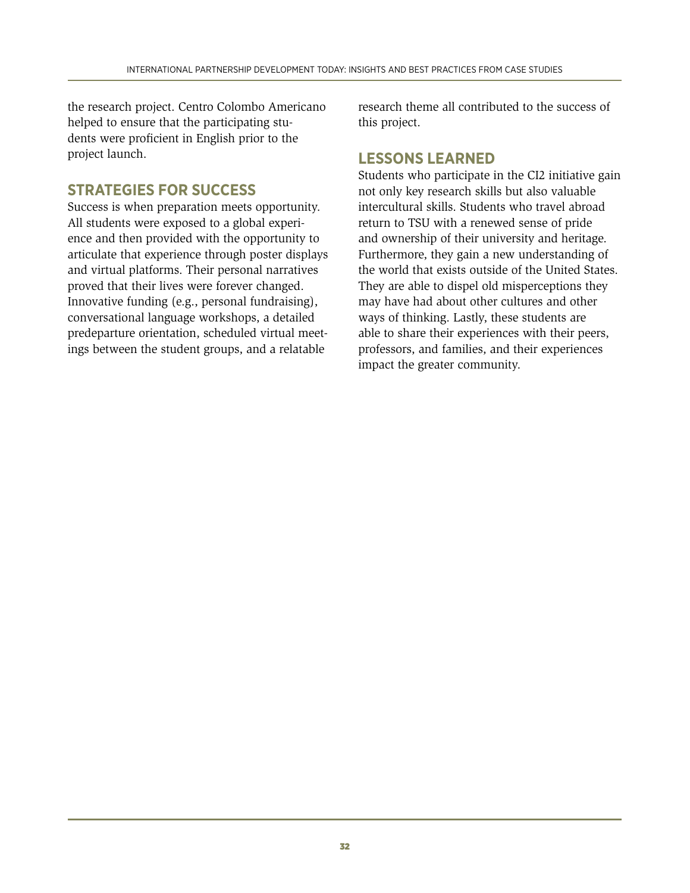the research project. Centro Colombo Americano helped to ensure that the participating students were proficient in English prior to the project launch.

## STRATEGIES FOR SUCCESS

Success is when preparation meets opportunity. All students were exposed to a global experience and then provided with the opportunity to articulate that experience through poster displays and virtual platforms. Their personal narratives proved that their lives were forever changed. Innovative funding (e.g., personal fundraising), conversational language workshops, a detailed predeparture orientation, scheduled virtual meetings between the student groups, and a relatable research theme all contributed to the success of this project.

## LESSONS LEARNED

Students who participate in the CI2 initiative gain not only key research skills but also valuable intercultural skills. Students who travel abroad return to TSU with a renewed sense of pride and ownership of their university and heritage. Furthermore, they gain a new understanding of the world that exists outside of the United States. They are able to dispel old misperceptions they may have had about other cultures and other ways of thinking. Lastly, these students are able to share their experiences with their peers, professors, and families, and their experiences impact the greater community.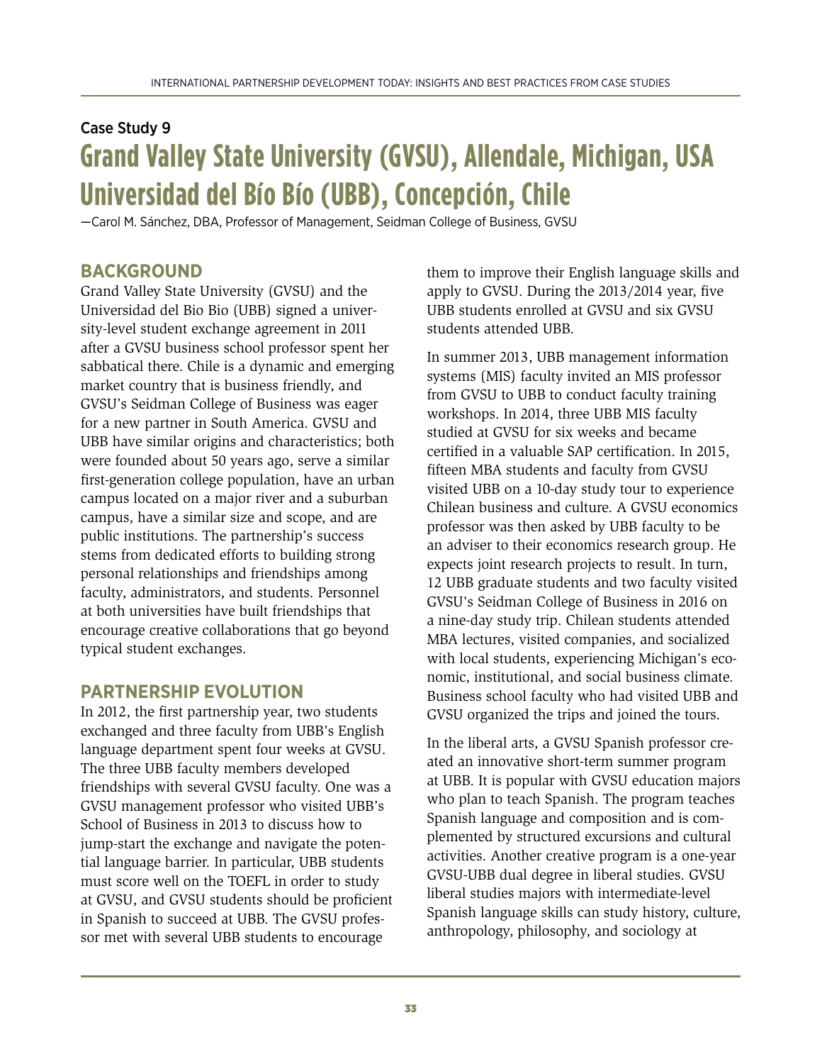Case Study 9

# Grand Valley State University (GVSU), Allendale, Michigan, USA Universidad del Bío Bío (UBB), Concepción, Chile

—Carol M. Sánchez, DBA, Professor of Management, Seidman College of Business, GVSU

## BACKGROUND

Grand Valley State University (GVSU) and the Universidad del Bio Bio (UBB) signed a university-level student exchange agreement in 2011 after a GVSU business school professor spent her sabbatical there. Chile is a dynamic and emerging market country that is business friendly, and GVSU's Seidman College of Business was eager for a new partner in South America. GVSU and UBB have similar origins and characteristics; both were founded about 50 years ago, serve a similar first-generation college population, have an urban campus located on a major river and a suburban campus, have a similar size and scope, and are public institutions. The partnership's success stems from dedicated efforts to building strong personal relationships and friendships among faculty, administrators, and students. Personnel at both universities have built friendships that encourage creative collaborations that go beyond typical student exchanges.

## PARTNERSHIP EVOLUTION

In 2012, the first partnership year, two students exchanged and three faculty from UBB's English language department spent four weeks at GVSU. The three UBB faculty members developed friendships with several GVSU faculty. One was a GVSU management professor who visited UBB's School of Business in 2013 to discuss how to jump-start the exchange and navigate the potential language barrier. In particular, UBB students must score well on the TOEFL in order to study at GVSU, and GVSU students should be proficient in Spanish to succeed at UBB. The GVSU professor met with several UBB students to encourage them to improve their English language skills and apply to GVSU. During the 2013/2014 year, five UBB students enrolled at GVSU and six GVSU students attended UBB.

In summer 2013, UBB management information systems (MIS) faculty invited an MIS professor from GVSU to UBB to conduct faculty training workshops. In 2014, three UBB MIS faculty studied at GVSU for six weeks and became certified in a valuable SAP certification. In 2015, fifteen MBA students and faculty from GVSU visited UBB on a 10-day study tour to experience Chilean business and culture. A GVSU economics professor was then asked by UBB faculty to be an adviser to their economics research group. He expects joint research projects to result. In turn, 12 UBB graduate students and two faculty visited GVSU's Seidman College of Business in 2016 on a nine-day study trip. Chilean students attended MBA lectures, visited companies, and socialized with local students, experiencing Michigan's economic, institutional, and social business climate. Business school faculty who had visited UBB and GVSU organized the trips and joined the tours.

In the liberal arts, a GVSU Spanish professor created an innovative short-term summer program at UBB. It is popular with GVSU education majors who plan to teach Spanish. The program teaches Spanish language and composition and is complemented by structured excursions and cultural activities. Another creative program is a one-year GVSU-UBB dual degree in liberal studies. GVSU liberal studies majors with intermediate-level Spanish language skills can study history, culture, anthropology, philosophy, and sociology at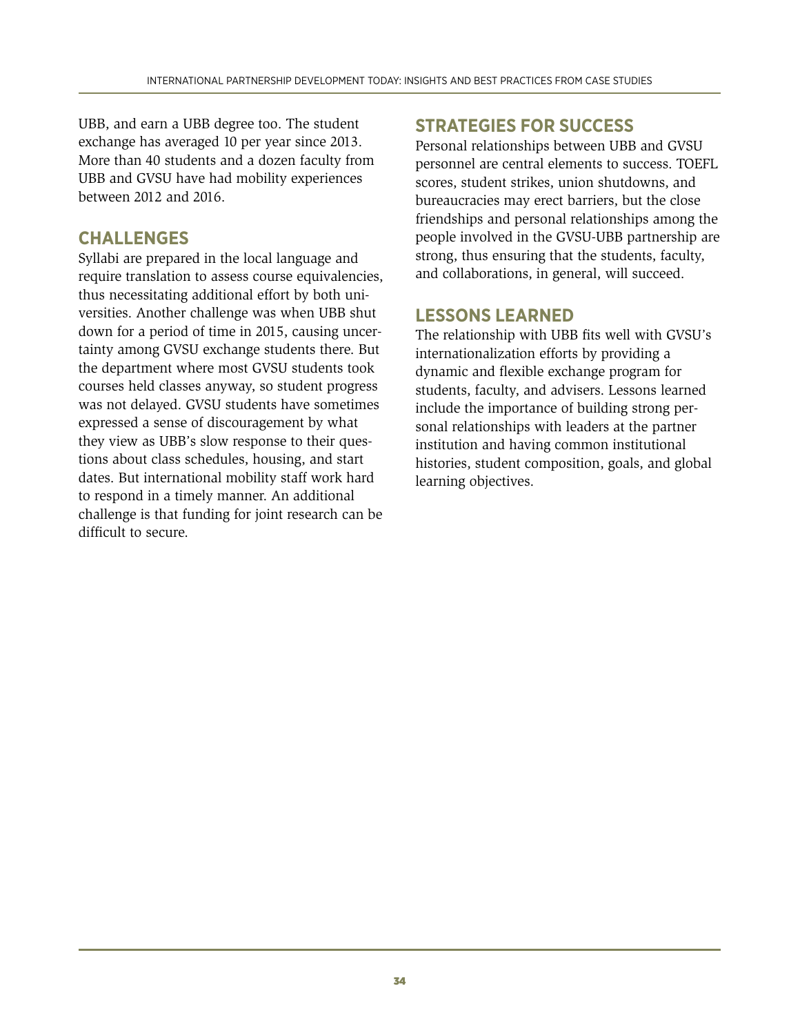UBB, and earn a UBB degree too. The student exchange has averaged 10 per year since 2013. More than 40 students and a dozen faculty from UBB and GVSU have had mobility experiences between 2012 and 2016.

## CHALLENGES

Syllabi are prepared in the local language and require translation to assess course equivalencies, thus necessitating additional effort by both universities. Another challenge was when UBB shut down for a period of time in 2015, causing uncertainty among GVSU exchange students there. But the department where most GVSU students took courses held classes anyway, so student progress was not delayed. GVSU students have sometimes expressed a sense of discouragement by what they view as UBB's slow response to their questions about class schedules, housing, and start dates. But international mobility staff work hard to respond in a timely manner. An additional challenge is that funding for joint research can be difficult to secure.

## STRATEGIES FOR SUCCESS

Personal relationships between UBB and GVSU personnel are central elements to success. TOEFL scores, student strikes, union shutdowns, and bureaucracies may erect barriers, but the close friendships and personal relationships among the people involved in the GVSU-UBB partnership are strong, thus ensuring that the students, faculty, and collaborations, in general, will succeed.

## LESSONS LEARNED

The relationship with UBB fits well with GVSU's internationalization efforts by providing a dynamic and flexible exchange program for students, faculty, and advisers. Lessons learned include the importance of building strong personal relationships with leaders at the partner institution and having common institutional histories, student composition, goals, and global learning objectives.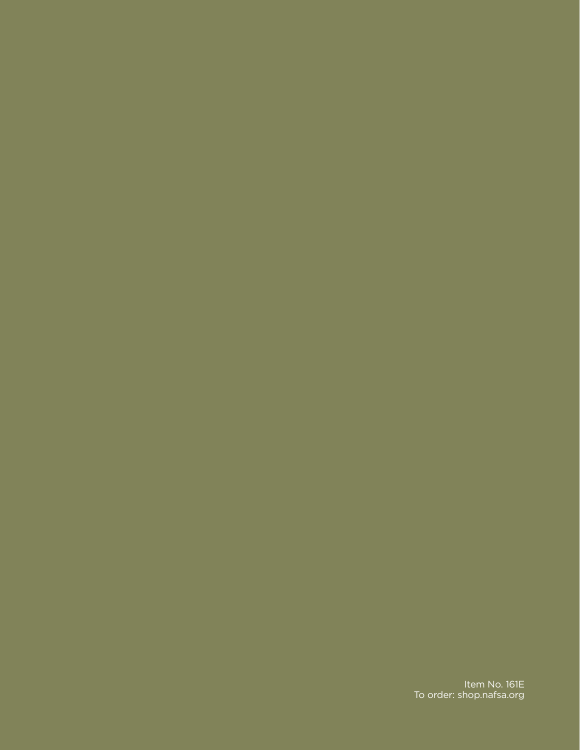Item No. 161E
To order: shop.nafsa.org